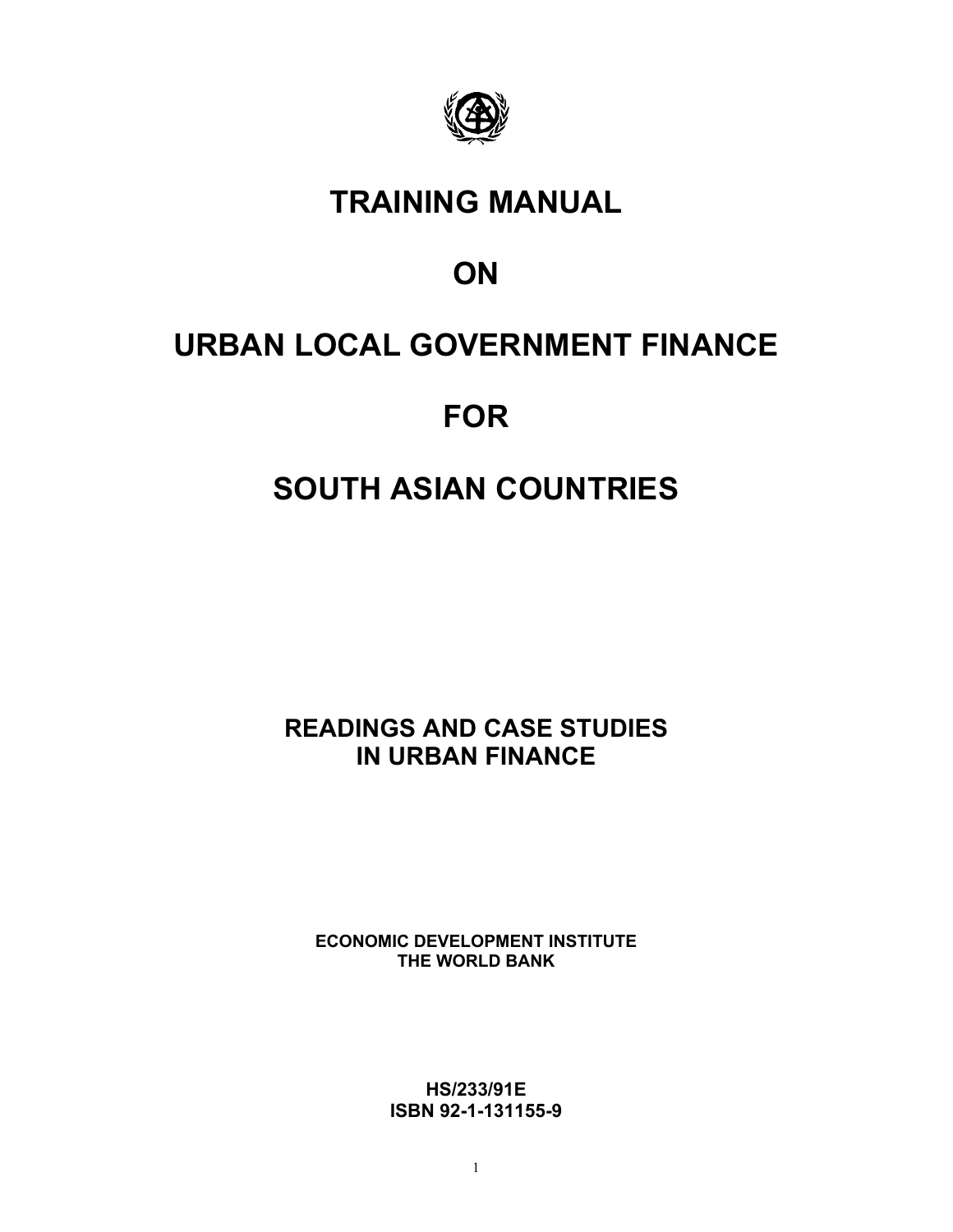# TRAINING MANUAL

# ON

# URBAN LOCAL GOVERNMENT FINANCE

# FOR

# SOUTH ASIAN COUNTRIES

## READINGS AND CASE STUDIES IN URBAN FINANCE

**ECONOMIC DEVELOPMENT INSTITUTE**
**THE WORLD BANK**

**HS/233/91E**
**ISBN 92-1-131155-9**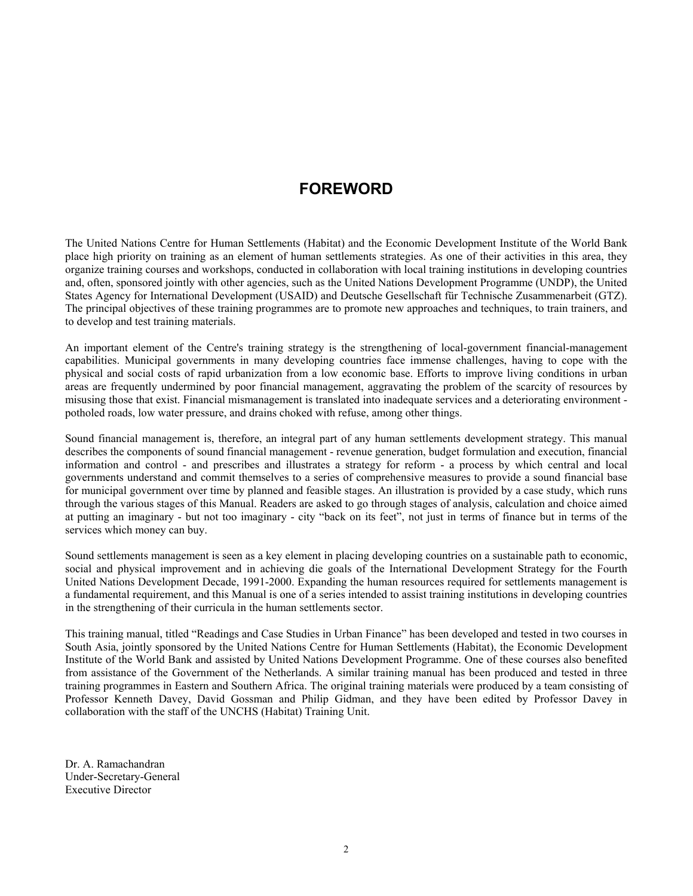# FOREWORD

The United Nations Centre for Human Settlements (Habitat) and the Economic Development Institute of the World Bank place high priority on training as an element of human settlements strategies. As one of their activities in this area, they organize training courses and workshops, conducted in collaboration with local training institutions in developing countries and, often, sponsored jointly with other agencies, such as the United Nations Development Programme (UNDP), the United States Agency for International Development (USAID) and Deutsche Gesellschaft für Technische Zusammenarbeit (GTZ). The principal objectives of these training programmes are to promote new approaches and techniques, to train trainers, and to develop and test training materials.

An important element of the Centre's training strategy is the strengthening of local-government financial-management capabilities. Municipal governments in many developing countries face immense challenges, having to cope with the physical and social costs of rapid urbanization from a low economic base. Efforts to improve living conditions in urban areas are frequently undermined by poor financial management, aggravating the problem of the scarcity of resources by misusing those that exist. Financial mismanagement is translated into inadequate services and a deteriorating environment - potholed roads, low water pressure, and drains choked with refuse, among other things.

Sound financial management is, therefore, an integral part of any human settlements development strategy. This manual describes the components of sound financial management - revenue generation, budget formulation and execution, financial information and control - and prescribes and illustrates a strategy for reform - a process by which central and local governments understand and commit themselves to a series of comprehensive measures to provide a sound financial base for municipal government over time by planned and feasible stages. An illustration is provided by a case study, which runs through the various stages of this Manual. Readers are asked to go through stages of analysis, calculation and choice aimed at putting an imaginary - but not too imaginary - city "back on its feet", not just in terms of finance but in terms of the services which money can buy.

Sound settlements management is seen as a key element in placing developing countries on a sustainable path to economic, social and physical improvement and in achieving die goals of the International Development Strategy for the Fourth United Nations Development Decade, 1991-2000. Expanding the human resources required for settlements management is a fundamental requirement, and this Manual is one of a series intended to assist training institutions in developing countries in the strengthening of their curricula in the human settlements sector.

This training manual, titled "Readings and Case Studies in Urban Finance" has been developed and tested in two courses in South Asia, jointly sponsored by the United Nations Centre for Human Settlements (Habitat), the Economic Development Institute of the World Bank and assisted by United Nations Development Programme. One of these courses also benefited from assistance of the Government of the Netherlands. A similar training manual has been produced and tested in three training programmes in Eastern and Southern Africa. The original training materials were produced by a team consisting of Professor Kenneth Davey, David Gossman and Philip Gidman, and they have been edited by Professor Davey in collaboration with the staff of the UNCHS (Habitat) Training Unit.

Dr. A. Ramachandran
Under-Secretary-General
Executive Director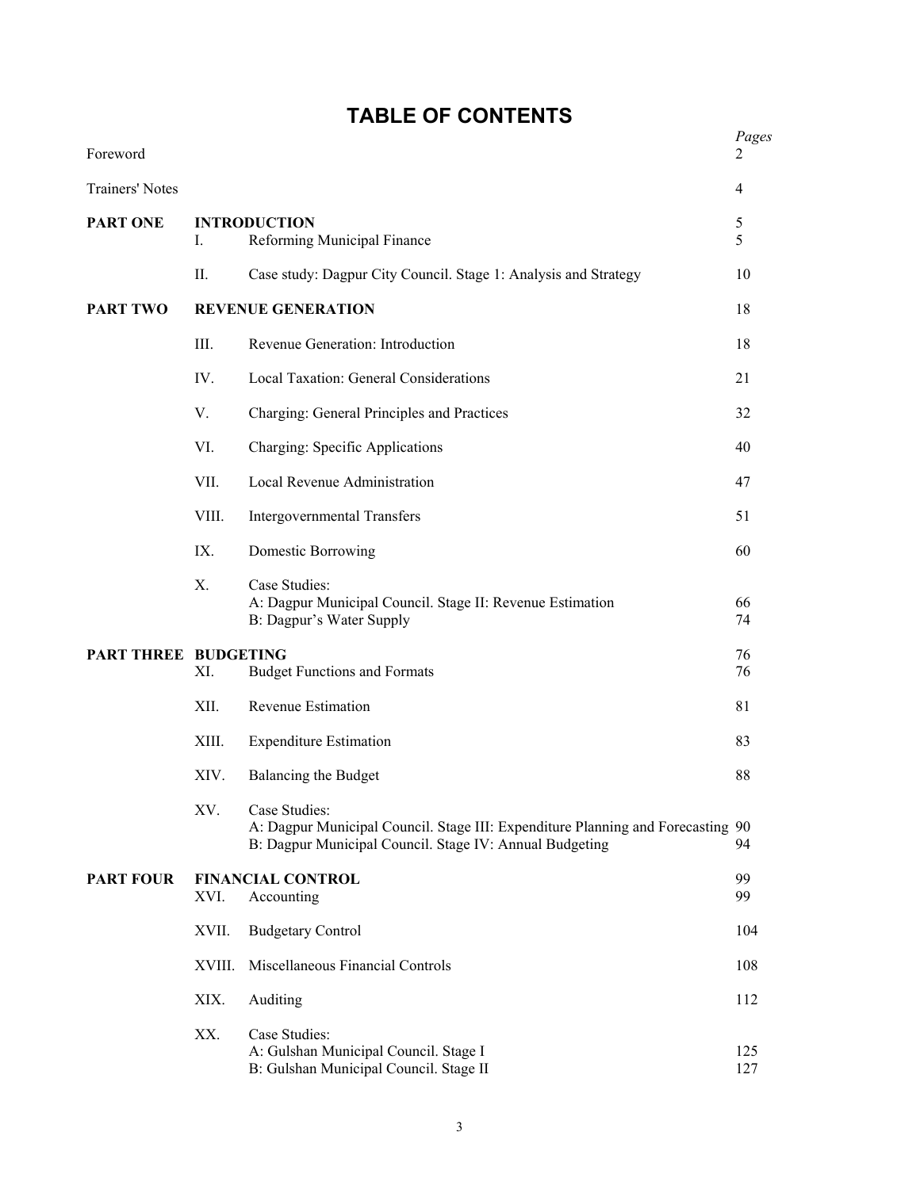# TABLE OF CONTENTS

| | | | *Pages* |
|---|---|---|---|
| Foreword | | | 2 |
| Trainers' Notes | | | 4 |
| **PART ONE** | **INTRODUCTION** | | 5 |
| | I. | Reforming Municipal Finance | 5 |
| | II. | Case study: Dagpur City Council. Stage 1: Analysis and Strategy | 10 |
| **PART TWO** | **REVENUE GENERATION** | | 18 |
| | III. | Revenue Generation: Introduction | 18 |
| | IV. | Local Taxation: General Considerations | 21 |
| | V. | Charging: General Principles and Practices | 32 |
| | VI. | Charging: Specific Applications | 40 |
| | VII. | Local Revenue Administration | 47 |
| | VIII. | Intergovernmental Transfers | 51 |
| | IX. | Domestic Borrowing | 60 |
| | X. | Case Studies: | |
| | | A: Dagpur Municipal Council. Stage II: Revenue Estimation | 66 |
| | | B: Dagpur's Water Supply | 74 |
| **PART THREE** | **BUDGETING** | | 76 |
| | XI. | Budget Functions and Formats | 76 |
| | XII. | Revenue Estimation | 81 |
| | XIII. | Expenditure Estimation | 83 |
| | XIV. | Balancing the Budget | 88 |
| | XV. | Case Studies: | |
| | | A: Dagpur Municipal Council. Stage III: Expenditure Planning and Forecasting | 90 |
| | | B: Dagpur Municipal Council. Stage IV: Annual Budgeting | 94 |
| **PART FOUR** | **FINANCIAL CONTROL** | | 99 |
| | XVI. | Accounting | 99 |
| | XVII. | Budgetary Control | 104 |
| | XVIII. | Miscellaneous Financial Controls | 108 |
| | XIX. | Auditing | 112 |
| | XX. | Case Studies: | |
| | | A: Gulshan Municipal Council. Stage I | 125 |
| | | B: Gulshan Municipal Council. Stage II | 127 |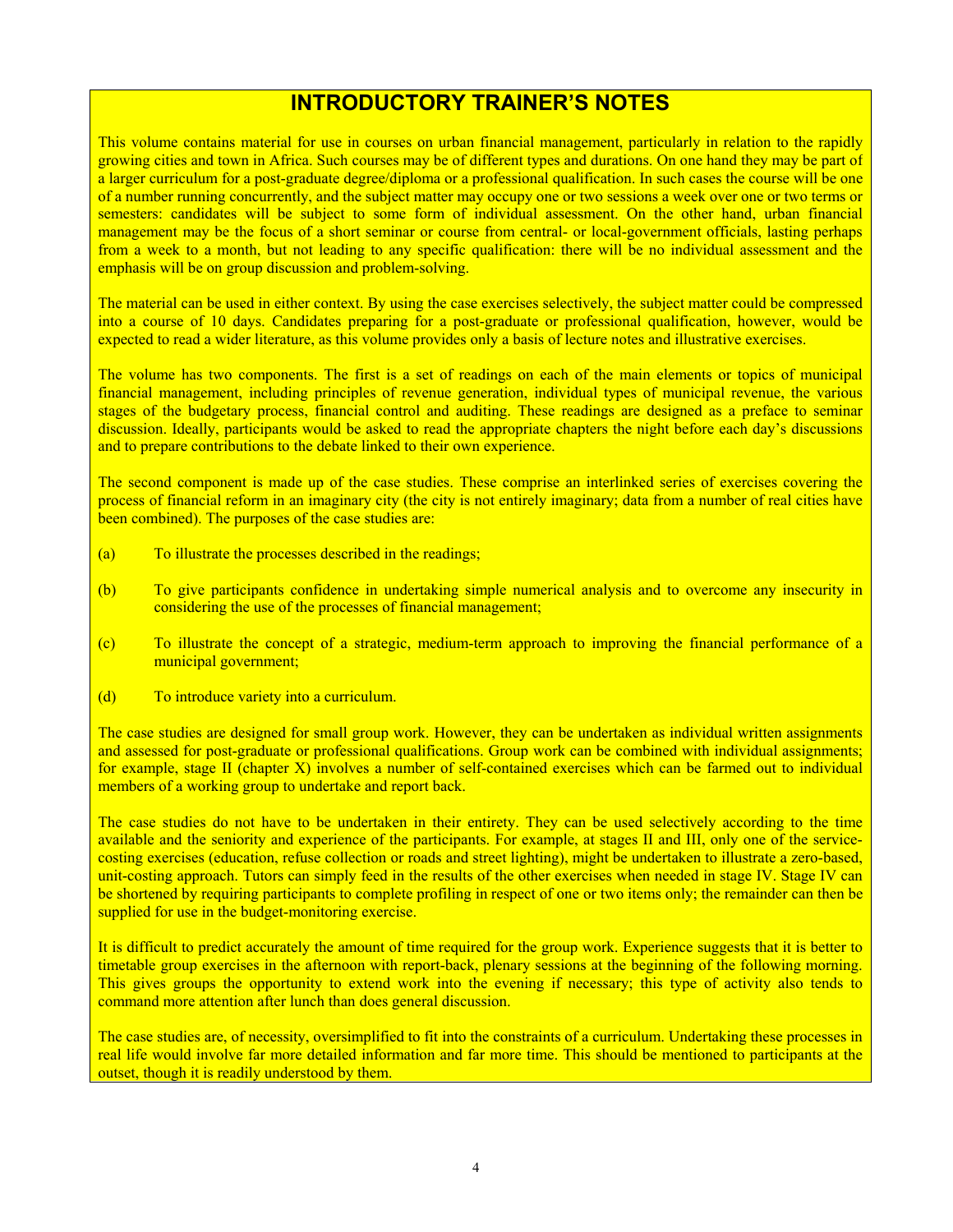# INTRODUCTORY TRAINER'S NOTES

This volume contains material for use in courses on urban financial management, particularly in relation to the rapidly growing cities and town in Africa. Such courses may be of different types and durations. On one hand they may be part of a larger curriculum for a post-graduate degree/diploma or a professional qualification. In such cases the course will be one of a number running concurrently, and the subject matter may occupy one or two sessions a week over one or two terms or semesters: candidates will be subject to some form of individual assessment. On the other hand, urban financial management may be the focus of a short seminar or course from central- or local-government officials, lasting perhaps from a week to a month, but not leading to any specific qualification: there will be no individual assessment and the emphasis will be on group discussion and problem-solving.

The material can be used in either context. By using the case exercises selectively, the subject matter could be compressed into a course of 10 days. Candidates preparing for a post-graduate or professional qualification, however, would be expected to read a wider literature, as this volume provides only a basis of lecture notes and illustrative exercises.

The volume has two components. The first is a set of readings on each of the main elements or topics of municipal financial management, including principles of revenue generation, individual types of municipal revenue, the various stages of the budgetary process, financial control and auditing. These readings are designed as a preface to seminar discussion. Ideally, participants would be asked to read the appropriate chapters the night before each day's discussions and to prepare contributions to the debate linked to their own experience.

The second component is made up of the case studies. These comprise an interlinked series of exercises covering the process of financial reform in an imaginary city (the city is not entirely imaginary; data from a number of real cities have been combined). The purposes of the case studies are:

(a) To illustrate the processes described in the readings;

(b) To give participants confidence in undertaking simple numerical analysis and to overcome any insecurity in considering the use of the processes of financial management;

(c) To illustrate the concept of a strategic, medium-term approach to improving the financial performance of a municipal government;

(d) To introduce variety into a curriculum.

The case studies are designed for small group work. However, they can be undertaken as individual written assignments and assessed for post-graduate or professional qualifications. Group work can be combined with individual assignments; for example, stage II (chapter X) involves a number of self-contained exercises which can be farmed out to individual members of a working group to undertake and report back.

The case studies do not have to be undertaken in their entirety. They can be used selectively according to the time available and the seniority and experience of the participants. For example, at stages II and III, only one of the service-costing exercises (education, refuse collection or roads and street lighting), might be undertaken to illustrate a zero-based, unit-costing approach. Tutors can simply feed in the results of the other exercises when needed in stage IV. Stage IV can be shortened by requiring participants to complete profiling in respect of one or two items only; the remainder can then be supplied for use in the budget-monitoring exercise.

It is difficult to predict accurately the amount of time required for the group work. Experience suggests that it is better to timetable group exercises in the afternoon with report-back, plenary sessions at the beginning of the following morning. This gives groups the opportunity to extend work into the evening if necessary; this type of activity also tends to command more attention after lunch than does general discussion.

The case studies are, of necessity, oversimplified to fit into the constraints of a curriculum. Undertaking these processes in real life would involve far more detailed information and far more time. This should be mentioned to participants at the outset, though it is readily understood by them.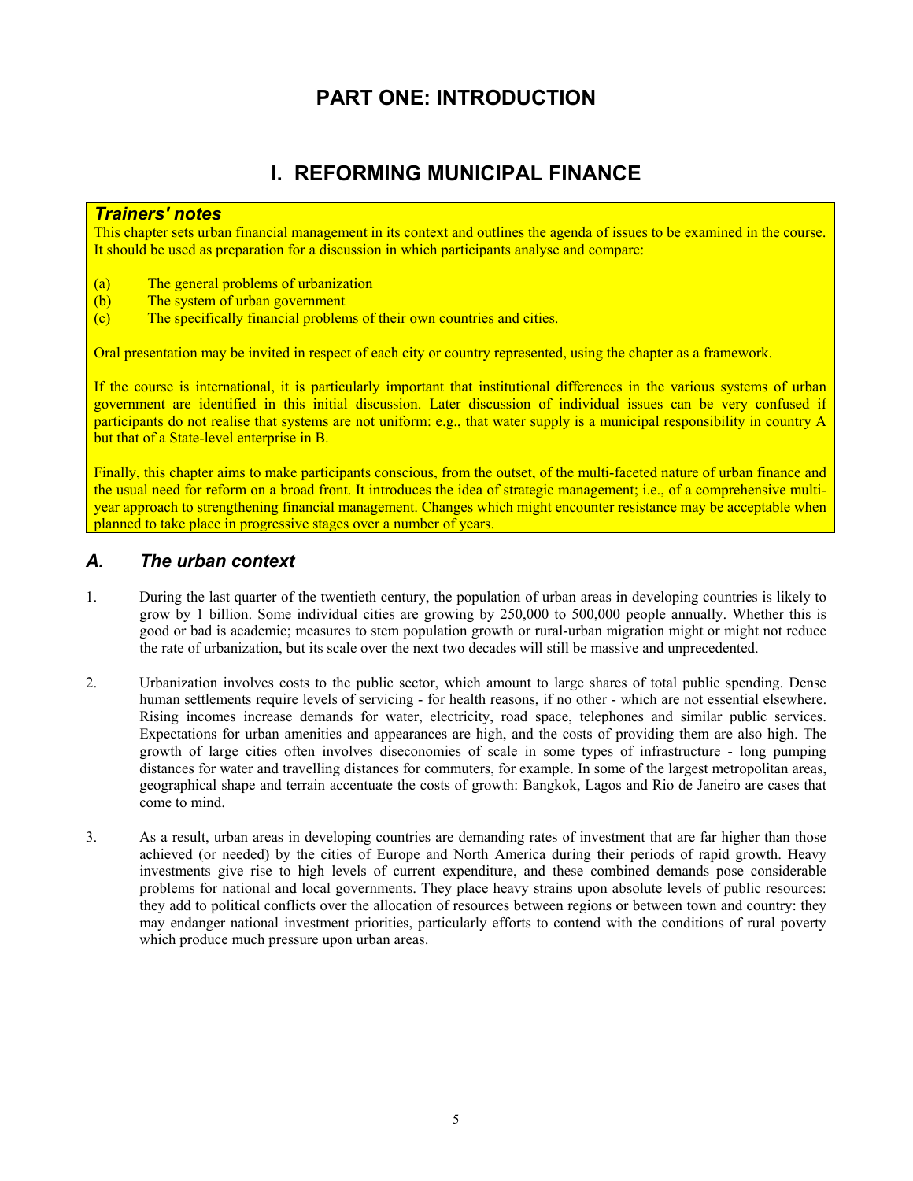# PART ONE: INTRODUCTION

# I. REFORMING MUNICIPAL FINANCE

### *Trainers' notes*

This chapter sets urban financial management in its context and outlines the agenda of issues to be examined in the course. It should be used as preparation for a discussion in which participants analyse and compare:

(a) The general problems of urbanization
(b) The system of urban government
(c) The specifically financial problems of their own countries and cities.

Oral presentation may be invited in respect of each city or country represented, using the chapter as a framework.

If the course is international, it is particularly important that institutional differences in the various systems of urban government are identified in this initial discussion. Later discussion of individual issues can be very confused if participants do not realise that systems are not uniform: e.g., that water supply is a municipal responsibility in country A but that of a State-level enterprise in B.

Finally, this chapter aims to make participants conscious, from the outset, of the multi-faceted nature of urban finance and the usual need for reform on a broad front. It introduces the idea of strategic management; i.e., of a comprehensive multi-year approach to strengthening financial management. Changes which might encounter resistance may be acceptable when planned to take place in progressive stages over a number of years.

## *A. The urban context*

1. During the last quarter of the twentieth century, the population of urban areas in developing countries is likely to grow by 1 billion. Some individual cities are growing by 250,000 to 500,000 people annually. Whether this is good or bad is academic; measures to stem population growth or rural-urban migration might or might not reduce the rate of urbanization, but its scale over the next two decades will still be massive and unprecedented.

2. Urbanization involves costs to the public sector, which amount to large shares of total public spending. Dense human settlements require levels of servicing - for health reasons, if no other - which are not essential elsewhere. Rising incomes increase demands for water, electricity, road space, telephones and similar public services. Expectations for urban amenities and appearances are high, and the costs of providing them are also high. The growth of large cities often involves diseconomies of scale in some types of infrastructure - long pumping distances for water and travelling distances for commuters, for example. In some of the largest metropolitan areas, geographical shape and terrain accentuate the costs of growth: Bangkok, Lagos and Rio de Janeiro are cases that come to mind.

3. As a result, urban areas in developing countries are demanding rates of investment that are far higher than those achieved (or needed) by the cities of Europe and North America during their periods of rapid growth. Heavy investments give rise to high levels of current expenditure, and these combined demands pose considerable problems for national and local governments. They place heavy strains upon absolute levels of public resources: they add to political conflicts over the allocation of resources between regions or between town and country: they may endanger national investment priorities, particularly efforts to contend with the conditions of rural poverty which produce much pressure upon urban areas.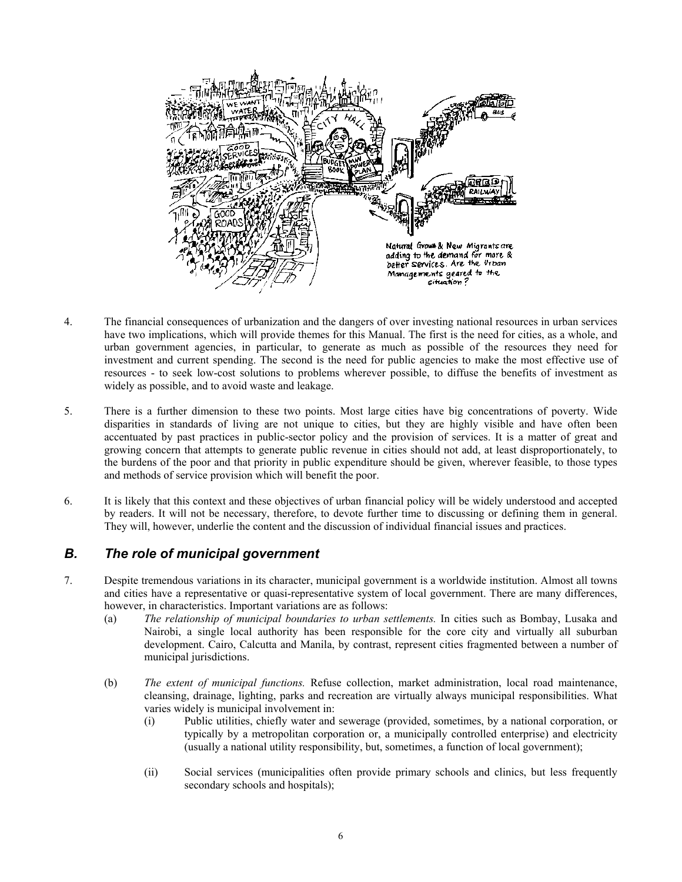4. The financial consequences of urbanization and the dangers of over investing national resources in urban services have two implications, which will provide themes for this Manual. The first is the need for cities, as a whole, and urban government agencies, in particular, to generate as much as possible of the resources they need for investment and current spending. The second is the need for public agencies to make the most effective use of resources - to seek low-cost solutions to problems wherever possible, to diffuse the benefits of investment as widely as possible, and to avoid waste and leakage.

5. There is a further dimension to these two points. Most large cities have big concentrations of poverty. Wide disparities in standards of living are not unique to cities, but they are highly visible and have often been accentuated by past practices in public-sector policy and the provision of services. It is a matter of great and growing concern that attempts to generate public revenue in cities should not add, at least disproportionately, to the burdens of the poor and that priority in public expenditure should be given, wherever feasible, to those types and methods of service provision which will benefit the poor.

6. It is likely that this context and these objectives of urban financial policy will be widely understood and accepted by readers. It will not be necessary, therefore, to devote further time to discussing or defining them in general. They will, however, underlie the content and the discussion of individual financial issues and practices.

## *B. The role of municipal government*

7. Despite tremendous variations in its character, municipal government is a worldwide institution. Almost all towns and cities have a representative or quasi-representative system of local government. There are many differences, however, in characteristics. Important variations are as follows:

   (a) *The relationship of municipal boundaries to urban settlements.* In cities such as Bombay, Lusaka and Nairobi, a single local authority has been responsible for the core city and virtually all suburban development. Cairo, Calcutta and Manila, by contrast, represent cities fragmented between a number of municipal jurisdictions.

   (b) *The extent of municipal functions.* Refuse collection, market administration, local road maintenance, cleansing, drainage, lighting, parks and recreation are virtually always municipal responsibilities. What varies widely is municipal involvement in:

      (i) Public utilities, chiefly water and sewerage (provided, sometimes, by a national corporation, or typically by a metropolitan corporation or, a municipally controlled enterprise) and electricity (usually a national utility responsibility, but, sometimes, a function of local government);

      (ii) Social services (municipalities often provide primary schools and clinics, but less frequently secondary schools and hospitals);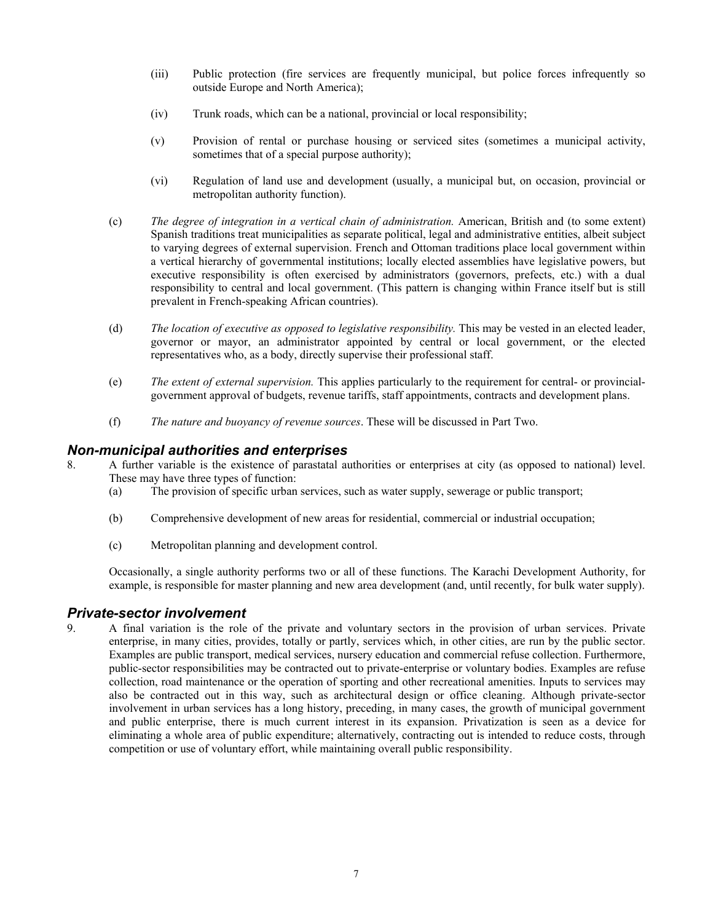(iii) Public protection (fire services are frequently municipal, but police forces infrequently so outside Europe and North America);

(iv) Trunk roads, which can be a national, provincial or local responsibility;

(v) Provision of rental or purchase housing or serviced sites (sometimes a municipal activity, sometimes that of a special purpose authority);

(vi) Regulation of land use and development (usually, a municipal but, on occasion, provincial or metropolitan authority function).

(c) *The degree of integration in a vertical chain of administration.* American, British and (to some extent) Spanish traditions treat municipalities as separate political, legal and administrative entities, albeit subject to varying degrees of external supervision. French and Ottoman traditions place local government within a vertical hierarchy of governmental institutions; locally elected assemblies have legislative powers, but executive responsibility is often exercised by administrators (governors, prefects, etc.) with a dual responsibility to central and local government. (This pattern is changing within France itself but is still prevalent in French-speaking African countries).

(d) *The location of executive as opposed to legislative responsibility.* This may be vested in an elected leader, governor or mayor, an administrator appointed by central or local government, or the elected representatives who, as a body, directly supervise their professional staff.

(e) *The extent of external supervision.* This applies particularly to the requirement for central- or provincial-government approval of budgets, revenue tariffs, staff appointments, contracts and development plans.

(f) *The nature and buoyancy of revenue sources*. These will be discussed in Part Two.

## *Non-municipal authorities and enterprises*

8. A further variable is the existence of parastatal authorities or enterprises at city (as opposed to national) level. These may have three types of function:

(a) The provision of specific urban services, such as water supply, sewerage or public transport;

(b) Comprehensive development of new areas for residential, commercial or industrial occupation;

(c) Metropolitan planning and development control.

Occasionally, a single authority performs two or all of these functions. The Karachi Development Authority, for example, is responsible for master planning and new area development (and, until recently, for bulk water supply).

## *Private-sector involvement*

9. A final variation is the role of the private and voluntary sectors in the provision of urban services. Private enterprise, in many cities, provides, totally or partly, services which, in other cities, are run by the public sector. Examples are public transport, medical services, nursery education and commercial refuse collection. Furthermore, public-sector responsibilities may be contracted out to private-enterprise or voluntary bodies. Examples are refuse collection, road maintenance or the operation of sporting and other recreational amenities. Inputs to services may also be contracted out in this way, such as architectural design or office cleaning. Although private-sector involvement in urban services has a long history, preceding, in many cases, the growth of municipal government and public enterprise, there is much current interest in its expansion. Privatization is seen as a device for eliminating a whole area of public expenditure; alternatively, contracting out is intended to reduce costs, through competition or use of voluntary effort, while maintaining overall public responsibility.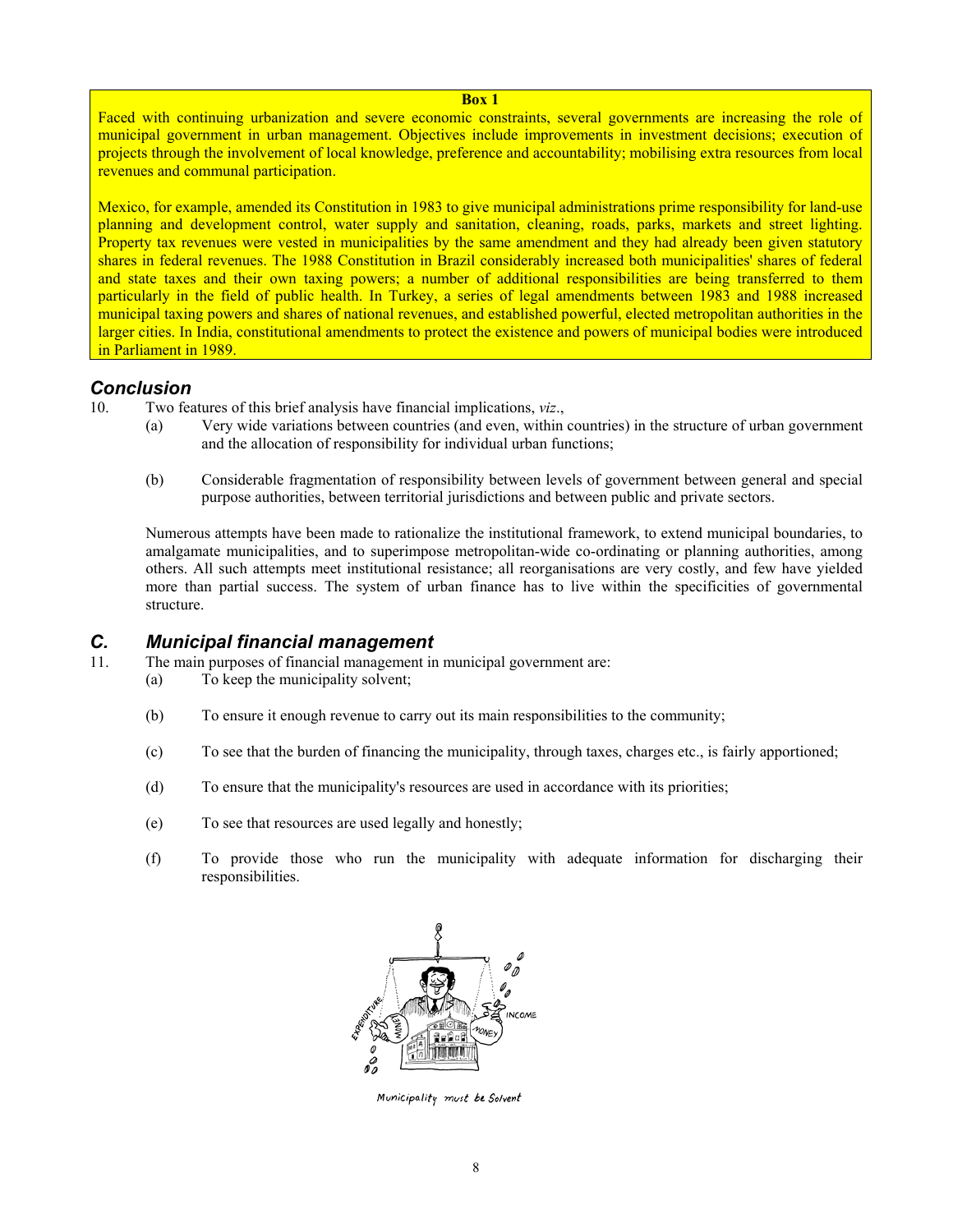**Box 1**

Faced with continuing urbanization and severe economic constraints, several governments are increasing the role of municipal government in urban management. Objectives include improvements in investment decisions; execution of projects through the involvement of local knowledge, preference and accountability; mobilising extra resources from local revenues and communal participation.

Mexico, for example, amended its Constitution in 1983 to give municipal administrations prime responsibility for land-use planning and development control, water supply and sanitation, cleaning, roads, parks, markets and street lighting. Property tax revenues were vested in municipalities by the same amendment and they had already been given statutory shares in federal revenues. The 1988 Constitution in Brazil considerably increased both municipalities' shares of federal and state taxes and their own taxing powers; a number of additional responsibilities are being transferred to them particularly in the field of public health. In Turkey, a series of legal amendments between 1983 and 1988 increased municipal taxing powers and shares of national revenues, and established powerful, elected metropolitan authorities in the larger cities. In India, constitutional amendments to protect the existence and powers of municipal bodies were introduced in Parliament in 1989.

### *Conclusion*

10. Two features of this brief analysis have financial implications, *viz*.,

    (a) Very wide variations between countries (and even, within countries) in the structure of urban government and the allocation of responsibility for individual urban functions;

    (b) Considerable fragmentation of responsibility between levels of government between general and special purpose authorities, between territorial jurisdictions and between public and private sectors.

    Numerous attempts have been made to rationalize the institutional framework, to extend municipal boundaries, to amalgamate municipalities, and to superimpose metropolitan-wide co-ordinating or planning authorities, among others. All such attempts meet institutional resistance; all reorganisations are very costly, and few have yielded more than partial success. The system of urban finance has to live within the specificities of governmental structure.

## *C. Municipal financial management*

11. The main purposes of financial management in municipal government are:

    (a) To keep the municipality solvent;

    (b) To ensure it enough revenue to carry out its main responsibilities to the community;

    (c) To see that the burden of financing the municipality, through taxes, charges etc., is fairly apportioned;

    (d) To ensure that the municipality's resources are used in accordance with its priorities;

    (e) To see that resources are used legally and honestly;

    (f) To provide those who run the municipality with adequate information for discharging their responsibilities.

Municipality must be Solvent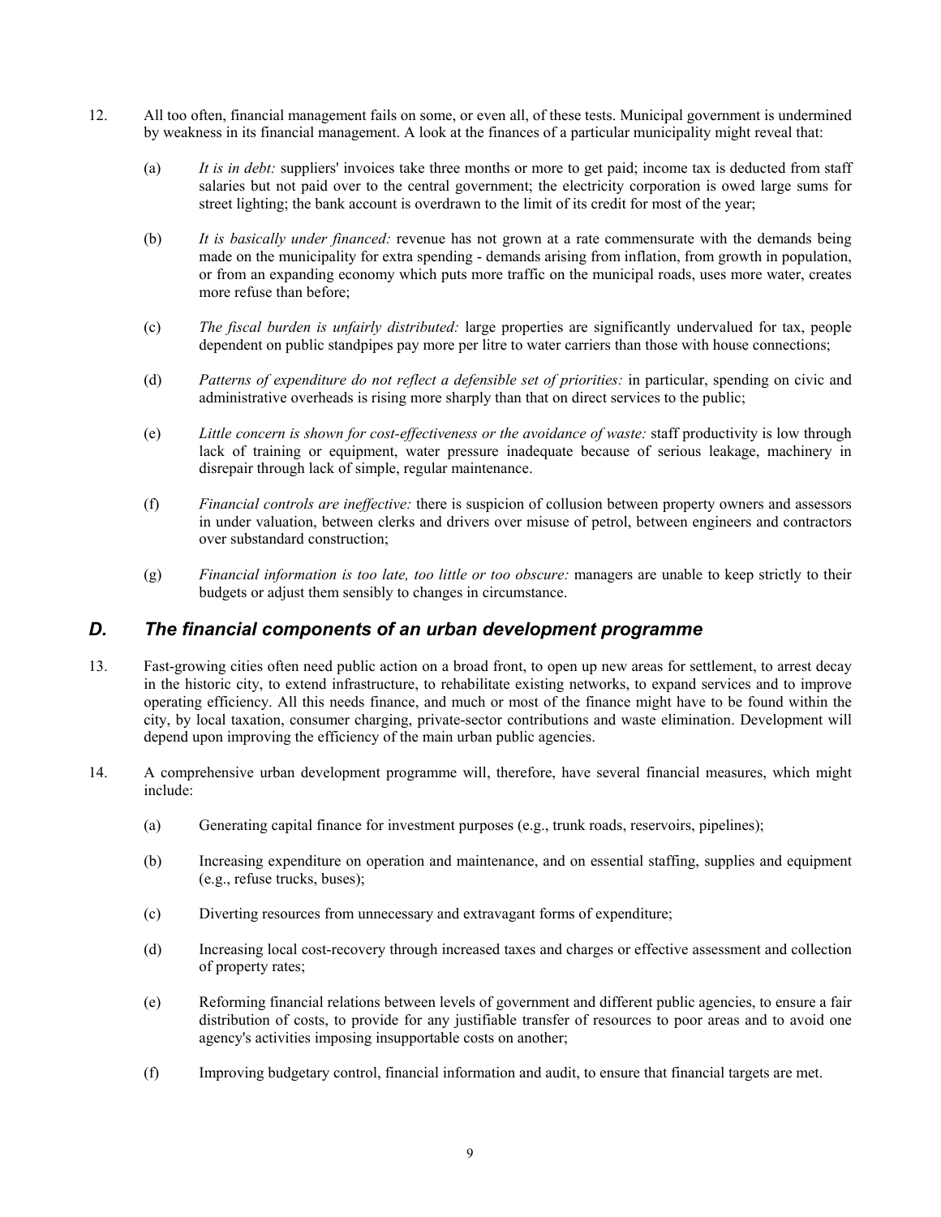12. All too often, financial management fails on some, or even all, of these tests. Municipal government is undermined by weakness in its financial management. A look at the finances of a particular municipality might reveal that:

    (a) *It is in debt:* suppliers' invoices take three months or more to get paid; income tax is deducted from staff salaries but not paid over to the central government; the electricity corporation is owed large sums for street lighting; the bank account is overdrawn to the limit of its credit for most of the year;

    (b) *It is basically under financed:* revenue has not grown at a rate commensurate with the demands being made on the municipality for extra spending - demands arising from inflation, from growth in population, or from an expanding economy which puts more traffic on the municipal roads, uses more water, creates more refuse than before;

    (c) *The fiscal burden is unfairly distributed:* large properties are significantly undervalued for tax, people dependent on public standpipes pay more per litre to water carriers than those with house connections;

    (d) *Patterns of expenditure do not reflect a defensible set of priorities:* in particular, spending on civic and administrative overheads is rising more sharply than that on direct services to the public;

    (e) *Little concern is shown for cost-effectiveness or the avoidance of waste:* staff productivity is low through lack of training or equipment, water pressure inadequate because of serious leakage, machinery in disrepair through lack of simple, regular maintenance.

    (f) *Financial controls are ineffective:* there is suspicion of collusion between property owners and assessors in under valuation, between clerks and drivers over misuse of petrol, between engineers and contractors over substandard construction;

    (g) *Financial information is too late, too little or too obscure:* managers are unable to keep strictly to their budgets or adjust them sensibly to changes in circumstance.

## *D. The financial components of an urban development programme*

13. Fast-growing cities often need public action on a broad front, to open up new areas for settlement, to arrest decay in the historic city, to extend infrastructure, to rehabilitate existing networks, to expand services and to improve operating efficiency. All this needs finance, and much or most of the finance might have to be found within the city, by local taxation, consumer charging, private-sector contributions and waste elimination. Development will depend upon improving the efficiency of the main urban public agencies.

14. A comprehensive urban development programme will, therefore, have several financial measures, which might include:

    (a) Generating capital finance for investment purposes (e.g., trunk roads, reservoirs, pipelines);

    (b) Increasing expenditure on operation and maintenance, and on essential staffing, supplies and equipment (e.g., refuse trucks, buses);

    (c) Diverting resources from unnecessary and extravagant forms of expenditure;

    (d) Increasing local cost-recovery through increased taxes and charges or effective assessment and collection of property rates;

    (e) Reforming financial relations between levels of government and different public agencies, to ensure a fair distribution of costs, to provide for any justifiable transfer of resources to poor areas and to avoid one agency's activities imposing insupportable costs on another;

    (f) Improving budgetary control, financial information and audit, to ensure that financial targets are met.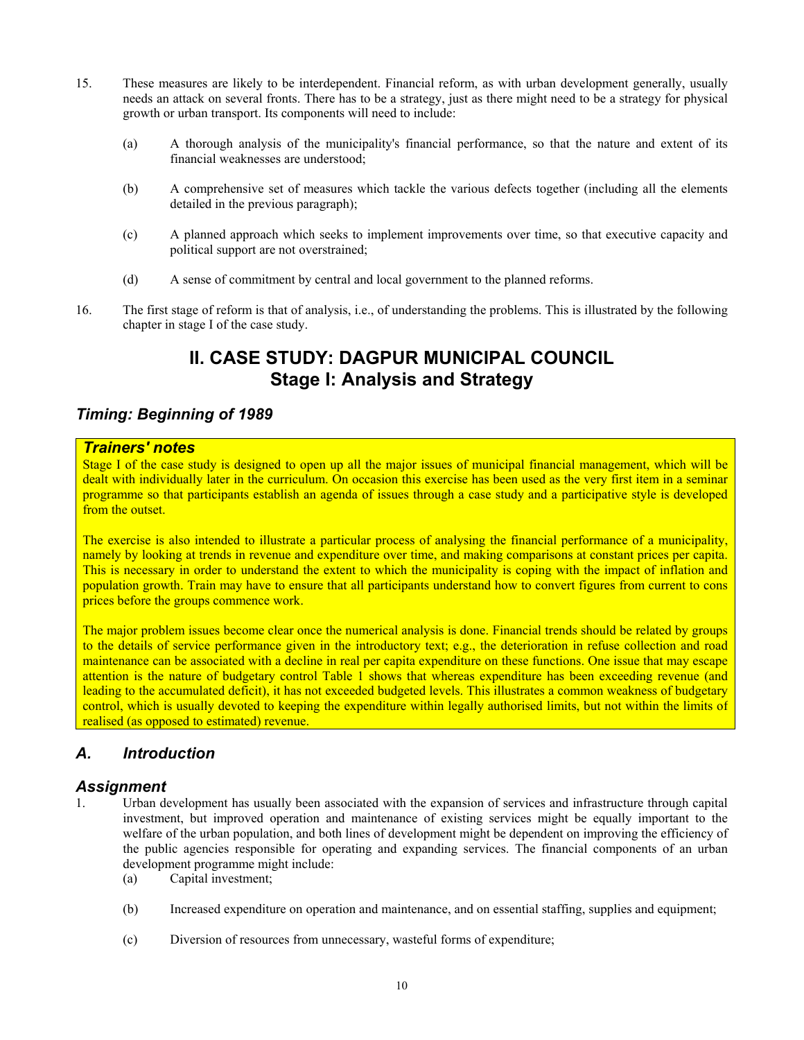15. These measures are likely to be interdependent. Financial reform, as with urban development generally, usually needs an attack on several fronts. There has to be a strategy, just as there might need to be a strategy for physical growth or urban transport. Its components will need to include:

    (a) A thorough analysis of the municipality's financial performance, so that the nature and extent of its financial weaknesses are understood;

    (b) A comprehensive set of measures which tackle the various defects together (including all the elements detailed in the previous paragraph);

    (c) A planned approach which seeks to implement improvements over time, so that executive capacity and political support are not overstrained;

    (d) A sense of commitment by central and local government to the planned reforms.

16. The first stage of reform is that of analysis, i.e., of understanding the problems. This is illustrated by the following chapter in stage I of the case study.

# II. CASE STUDY: DAGPUR MUNICIPAL COUNCIL
# Stage I: Analysis and Strategy

## *Timing: Beginning of 1989*

> ***Trainers' notes***
>
> Stage I of the case study is designed to open up all the major issues of municipal financial management, which will be dealt with individually later in the curriculum. On occasion this exercise has been used as the very first item in a seminar programme so that participants establish an agenda of issues through a case study and a participative style is developed from the outset.
>
> The exercise is also intended to illustrate a particular process of analysing the financial performance of a municipality, namely by looking at trends in revenue and expenditure over time, and making comparisons at constant prices per capita. This is necessary in order to understand the extent to which the municipality is coping with the impact of inflation and population growth. Train may have to ensure that all participants understand how to convert figures from current to cons prices before the groups commence work.
>
> The major problem issues become clear once the numerical analysis is done. Financial trends should be related by groups to the details of service performance given in the introductory text; e.g., the deterioration in refuse collection and road maintenance can be associated with a decline in real per capita expenditure on these functions. One issue that may escape attention is the nature of budgetary control Table 1 shows that whereas expenditure has been exceeding revenue (and leading to the accumulated deficit), it has not exceeded budgeted levels. This illustrates a common weakness of budgetary control, which is usually devoted to keeping the expenditure within legally authorised limits, but not within the limits of realised (as opposed to estimated) revenue.

## *A. Introduction*

### *Assignment*

1. Urban development has usually been associated with the expansion of services and infrastructure through capital investment, but improved operation and maintenance of existing services might be equally important to the welfare of the urban population, and both lines of development might be dependent on improving the efficiency of the public agencies responsible for operating and expanding services. The financial components of an urban development programme might include:

    (a) Capital investment;

    (b) Increased expenditure on operation and maintenance, and on essential staffing, supplies and equipment;

    (c) Diversion of resources from unnecessary, wasteful forms of expenditure;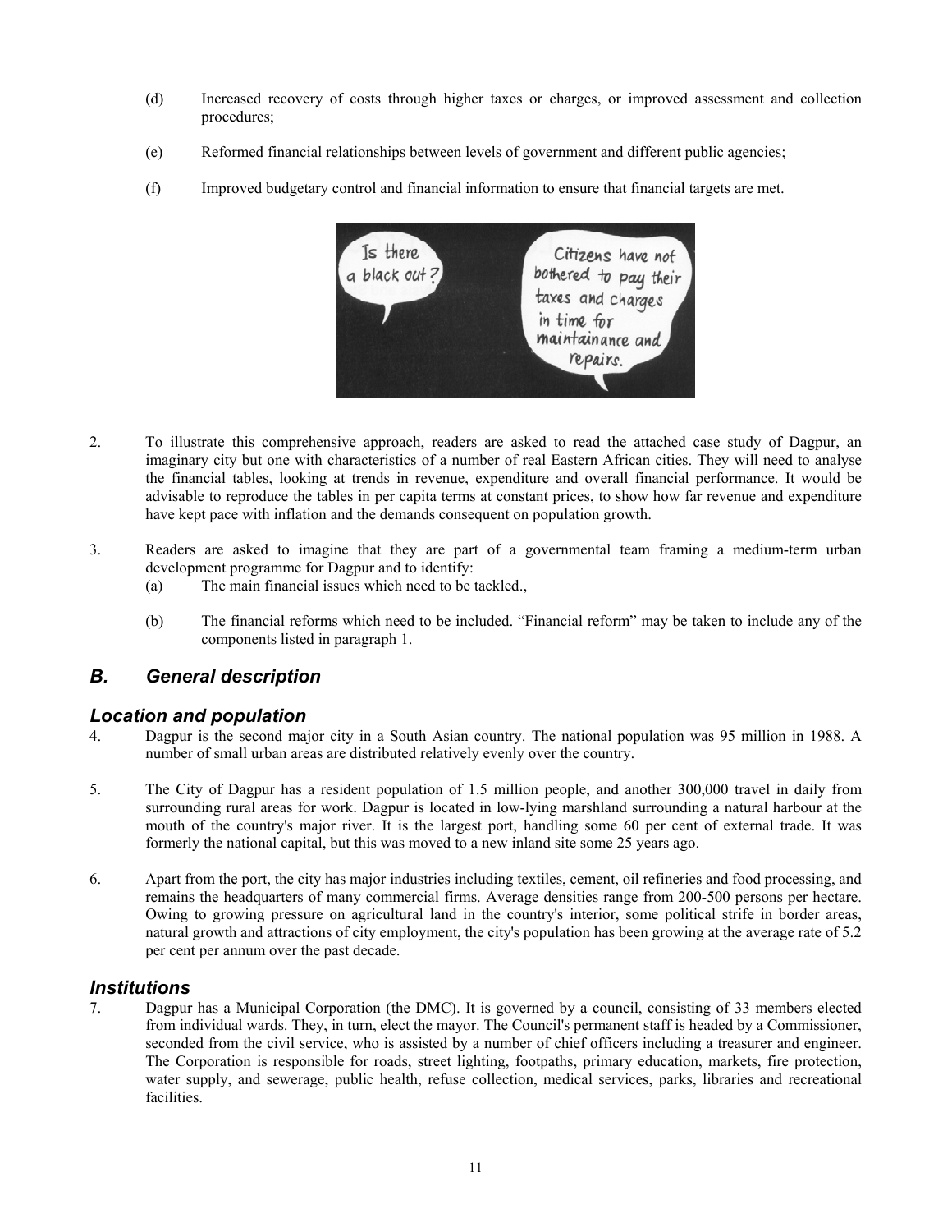(d) Increased recovery of costs through higher taxes or charges, or improved assessment and collection procedures;

(e) Reformed financial relationships between levels of government and different public agencies;

(f) Improved budgetary control and financial information to ensure that financial targets are met.

2. To illustrate this comprehensive approach, readers are asked to read the attached case study of Dagpur, an imaginary city but one with characteristics of a number of real Eastern African cities. They will need to analyse the financial tables, looking at trends in revenue, expenditure and overall financial performance. It would be advisable to reproduce the tables in per capita terms at constant prices, to show how far revenue and expenditure have kept pace with inflation and the demands consequent on population growth.

3. Readers are asked to imagine that they are part of a governmental team framing a medium-term urban development programme for Dagpur and to identify:
   (a) The main financial issues which need to be tackled.,

   (b) The financial reforms which need to be included. "Financial reform" may be taken to include any of the components listed in paragraph 1.

## *B. General description*

### *Location and population*

4. Dagpur is the second major city in a South Asian country. The national population was 95 million in 1988. A number of small urban areas are distributed relatively evenly over the country.

5. The City of Dagpur has a resident population of 1.5 million people, and another 300,000 travel in daily from surrounding rural areas for work. Dagpur is located in low-lying marshland surrounding a natural harbour at the mouth of the country's major river. It is the largest port, handling some 60 per cent of external trade. It was formerly the national capital, but this was moved to a new inland site some 25 years ago.

6. Apart from the port, the city has major industries including textiles, cement, oil refineries and food processing, and remains the headquarters of many commercial firms. Average densities range from 200-500 persons per hectare. Owing to growing pressure on agricultural land in the country's interior, some political strife in border areas, natural growth and attractions of city employment, the city's population has been growing at the average rate of 5.2 per cent per annum over the past decade.

### *Institutions*

7. Dagpur has a Municipal Corporation (the DMC). It is governed by a council, consisting of 33 members elected from individual wards. They, in turn, elect the mayor. The Council's permanent staff is headed by a Commissioner, seconded from the civil service, who is assisted by a number of chief officers including a treasurer and engineer. The Corporation is responsible for roads, street lighting, footpaths, primary education, markets, fire protection, water supply, and sewerage, public health, refuse collection, medical services, parks, libraries and recreational facilities.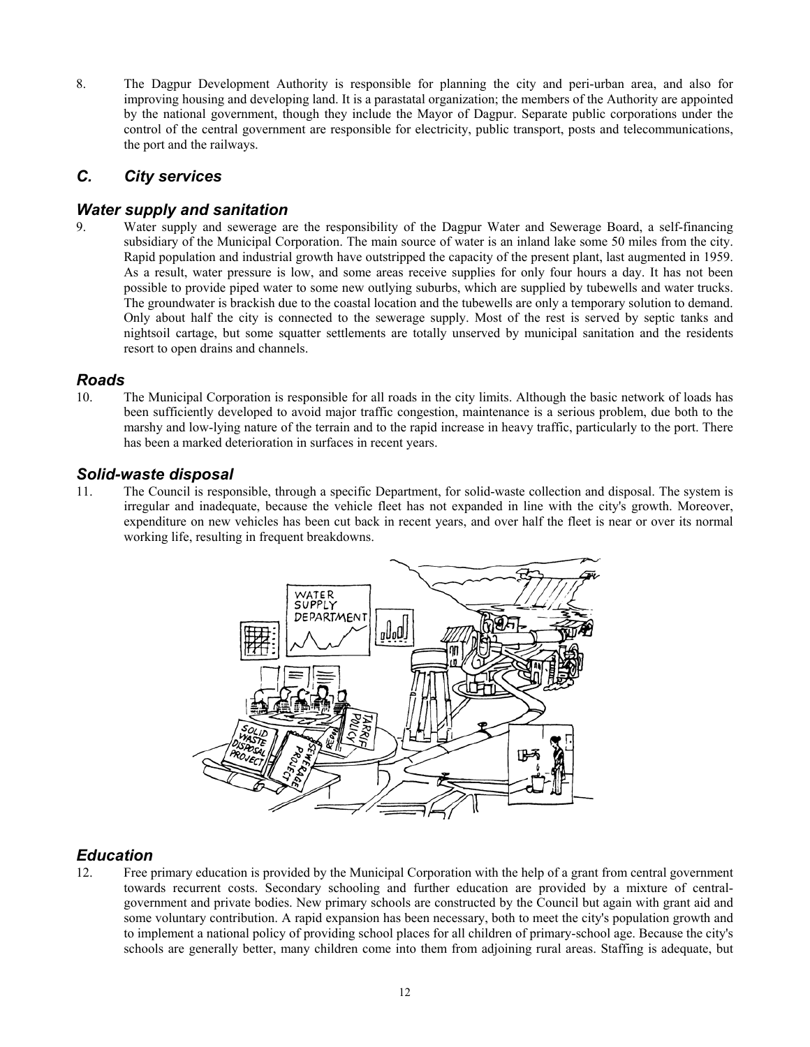8. The Dagpur Development Authority is responsible for planning the city and peri-urban area, and also for improving housing and developing land. It is a parastatal organization; the members of the Authority are appointed by the national government, though they include the Mayor of Dagpur. Separate public corporations under the control of the central government are responsible for electricity, public transport, posts and telecommunications, the port and the railways.

## C. City services

### Water supply and sanitation

9. Water supply and sewerage are the responsibility of the Dagpur Water and Sewerage Board, a self-financing subsidiary of the Municipal Corporation. The main source of water is an inland lake some 50 miles from the city. Rapid population and industrial growth have outstripped the capacity of the present plant, last augmented in 1959. As a result, water pressure is low, and some areas receive supplies for only four hours a day. It has not been possible to provide piped water to some new outlying suburbs, which are supplied by tubewells and water trucks. The groundwater is brackish due to the coastal location and the tubewells are only a temporary solution to demand. Only about half the city is connected to the sewerage supply. Most of the rest is served by septic tanks and nightsoil cartage, but some squatter settlements are totally unserved by municipal sanitation and the residents resort to open drains and channels.

### Roads

10. The Municipal Corporation is responsible for all roads in the city limits. Although the basic network of loads has been sufficiently developed to avoid major traffic congestion, maintenance is a serious problem, due both to the marshy and low-lying nature of the terrain and to the rapid increase in heavy traffic, particularly to the port. There has been a marked deterioration in surfaces in recent years.

### Solid-waste disposal

11. The Council is responsible, through a specific Department, for solid-waste collection and disposal. The system is irregular and inadequate, because the vehicle fleet has not expanded in line with the city's growth. Moreover, expenditure on new vehicles has been cut back in recent years, and over half the fleet is near or over its normal working life, resulting in frequent breakdowns.

### Education

12. Free primary education is provided by the Municipal Corporation with the help of a grant from central government towards recurrent costs. Secondary schooling and further education are provided by a mixture of central-government and private bodies. New primary schools are constructed by the Council but again with grant aid and some voluntary contribution. A rapid expansion has been necessary, both to meet the city's population growth and to implement a national policy of providing school places for all children of primary-school age. Because the city's schools are generally better, many children come into them from adjoining rural areas. Staffing is adequate, but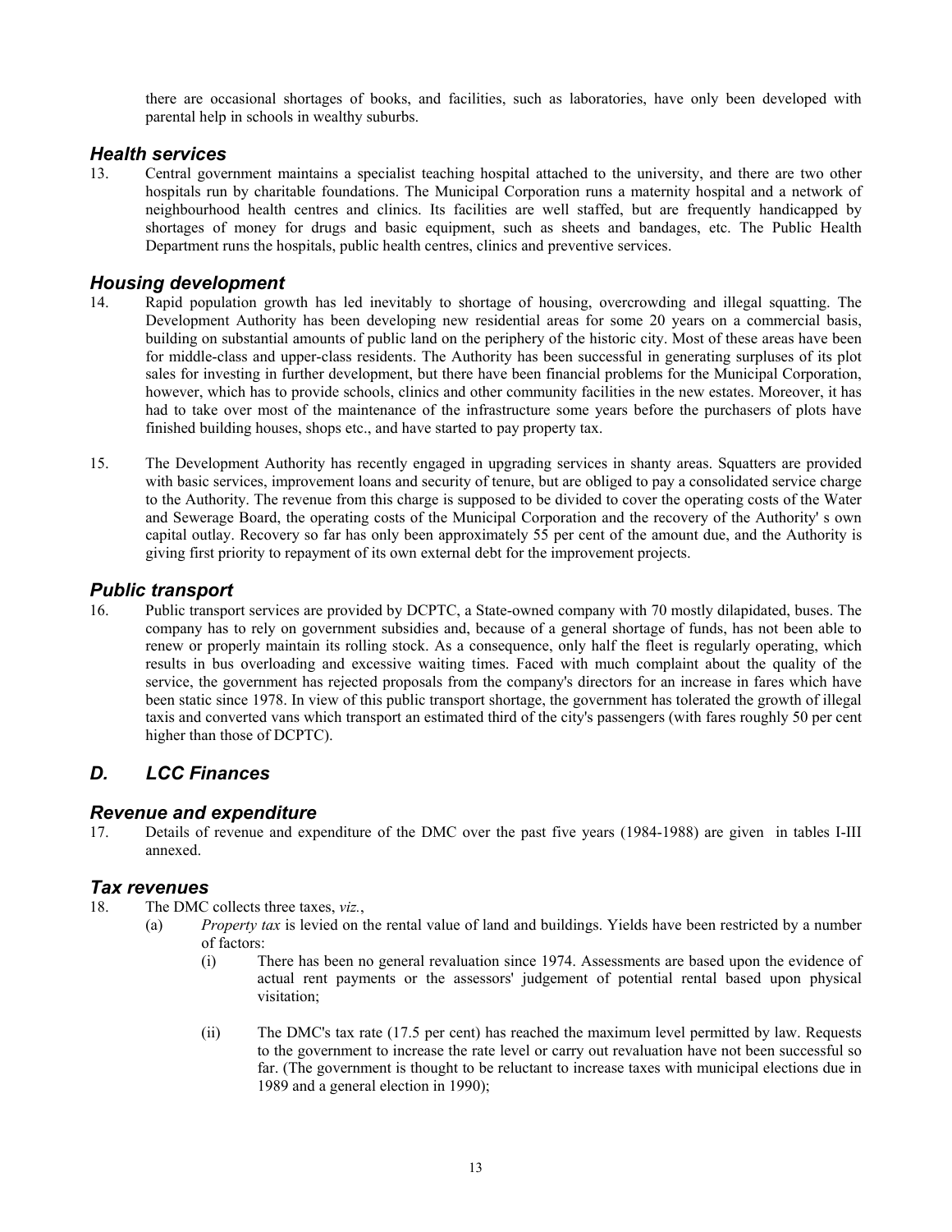there are occasional shortages of books, and facilities, such as laboratories, have only been developed with parental help in schools in wealthy suburbs.

### *Health services*

13. Central government maintains a specialist teaching hospital attached to the university, and there are two other hospitals run by charitable foundations. The Municipal Corporation runs a maternity hospital and a network of neighbourhood health centres and clinics. Its facilities are well staffed, but are frequently handicapped by shortages of money for drugs and basic equipment, such as sheets and bandages, etc. The Public Health Department runs the hospitals, public health centres, clinics and preventive services.

### *Housing development*

14. Rapid population growth has led inevitably to shortage of housing, overcrowding and illegal squatting. The Development Authority has been developing new residential areas for some 20 years on a commercial basis, building on substantial amounts of public land on the periphery of the historic city. Most of these areas have been for middle-class and upper-class residents. The Authority has been successful in generating surpluses of its plot sales for investing in further development, but there have been financial problems for the Municipal Corporation, however, which has to provide schools, clinics and other community facilities in the new estates. Moreover, it has had to take over most of the maintenance of the infrastructure some years before the purchasers of plots have finished building houses, shops etc., and have started to pay property tax.

15. The Development Authority has recently engaged in upgrading services in shanty areas. Squatters are provided with basic services, improvement loans and security of tenure, but are obliged to pay a consolidated service charge to the Authority. The revenue from this charge is supposed to be divided to cover the operating costs of the Water and Sewerage Board, the operating costs of the Municipal Corporation and the recovery of the Authority' s own capital outlay. Recovery so far has only been approximately 55 per cent of the amount due, and the Authority is giving first priority to repayment of its own external debt for the improvement projects.

### *Public transport*

16. Public transport services are provided by DCPTC, a State-owned company with 70 mostly dilapidated, buses. The company has to rely on government subsidies and, because of a general shortage of funds, has not been able to renew or properly maintain its rolling stock. As a consequence, only half the fleet is regularly operating, which results in bus overloading and excessive waiting times. Faced with much complaint about the quality of the service, the government has rejected proposals from the company's directors for an increase in fares which have been static since 1978. In view of this public transport shortage, the government has tolerated the growth of illegal taxis and converted vans which transport an estimated third of the city's passengers (with fares roughly 50 per cent higher than those of DCPTC).

## *D. LCC Finances*

### *Revenue and expenditure*

17. Details of revenue and expenditure of the DMC over the past five years (1984-1988) are given in tables I-III annexed.

### *Tax revenues*

18. The DMC collects three taxes, *viz.*,
    - (a) *Property tax* is levied on the rental value of land and buildings. Yields have been restricted by a number of factors:
        - (i) There has been no general revaluation since 1974. Assessments are based upon the evidence of actual rent payments or the assessors' judgement of potential rental based upon physical visitation;
        - (ii) The DMC's tax rate (17.5 per cent) has reached the maximum level permitted by law. Requests to the government to increase the rate level or carry out revaluation have not been successful so far. (The government is thought to be reluctant to increase taxes with municipal elections due in 1989 and a general election in 1990);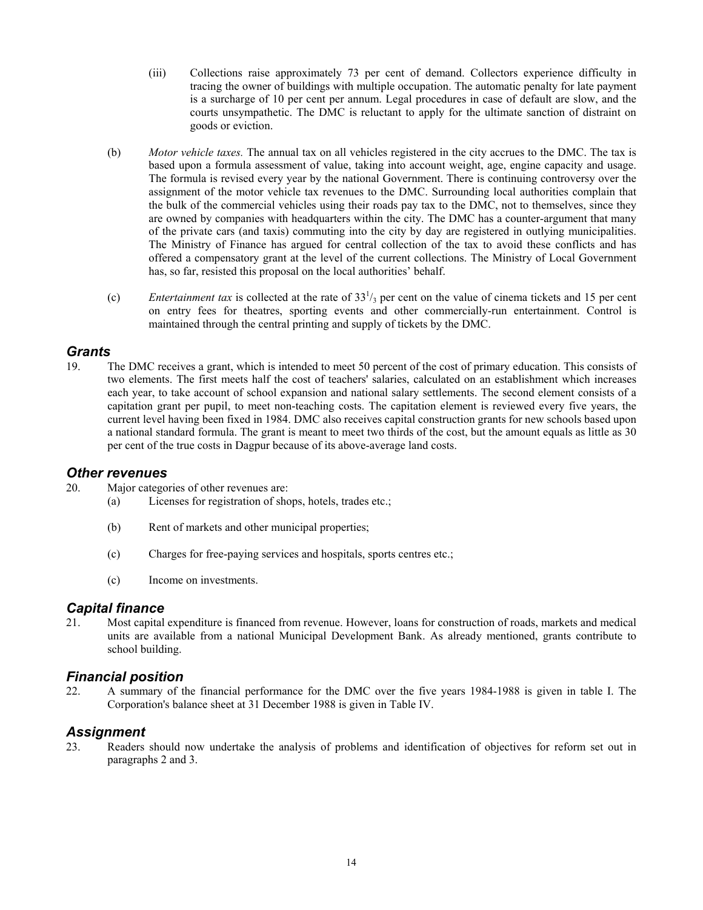(iii) Collections raise approximately 73 per cent of demand. Collectors experience difficulty in tracing the owner of buildings with multiple occupation. The automatic penalty for late payment is a surcharge of 10 per cent per annum. Legal procedures in case of default are slow, and the courts unsympathetic. The DMC is reluctant to apply for the ultimate sanction of distraint on goods or eviction.

(b) *Motor vehicle taxes.* The annual tax on all vehicles registered in the city accrues to the DMC. The tax is based upon a formula assessment of value, taking into account weight, age, engine capacity and usage. The formula is revised every year by the national Government. There is continuing controversy over the assignment of the motor vehicle tax revenues to the DMC. Surrounding local authorities complain that the bulk of the commercial vehicles using their roads pay tax to the DMC, not to themselves, since they are owned by companies with headquarters within the city. The DMC has a counter-argument that many of the private cars (and taxis) commuting into the city by day are registered in outlying municipalities. The Ministry of Finance has argued for central collection of the tax to avoid these conflicts and has offered a compensatory grant at the level of the current collections. The Ministry of Local Government has, so far, resisted this proposal on the local authorities' behalf.

(c) *Entertainment tax* is collected at the rate of $33^1/_3$ per cent on the value of cinema tickets and 15 per cent on entry fees for theatres, sporting events and other commercially-run entertainment. Control is maintained through the central printing and supply of tickets by the DMC.

## Grants

19. The DMC receives a grant, which is intended to meet 50 percent of the cost of primary education. This consists of two elements. The first meets half the cost of teachers' salaries, calculated on an establishment which increases each year, to take account of school expansion and national salary settlements. The second element consists of a capitation grant per pupil, to meet non-teaching costs. The capitation element is reviewed every five years, the current level having been fixed in 1984. DMC also receives capital construction grants for new schools based upon a national standard formula. The grant is meant to meet two thirds of the cost, but the amount equals as little as 30 per cent of the true costs in Dagpur because of its above-average land costs.

## Other revenues

20. Major categories of other revenues are:
    (a) Licenses for registration of shops, hotels, trades etc.;

    (b) Rent of markets and other municipal properties;

    (c) Charges for free-paying services and hospitals, sports centres etc.;

    (c) Income on investments.

## Capital finance

21. Most capital expenditure is financed from revenue. However, loans for construction of roads, markets and medical units are available from a national Municipal Development Bank. As already mentioned, grants contribute to school building.

## Financial position

22. A summary of the financial performance for the DMC over the five years 1984-1988 is given in table I. The Corporation's balance sheet at 31 December 1988 is given in Table IV.

## Assignment

23. Readers should now undertake the analysis of problems and identification of objectives for reform set out in paragraphs 2 and 3.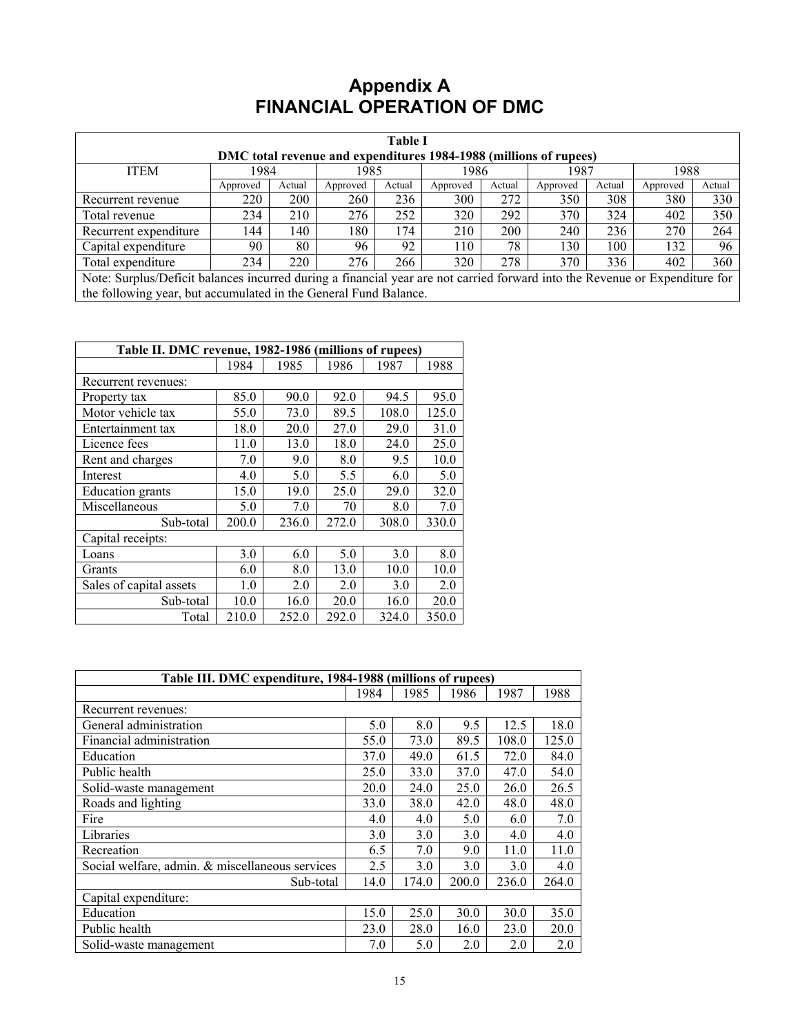# Appendix A
# FINANCIAL OPERATION OF DMC

| **Table I** | | | | | | | | | | |
|---|---|---|---|---|---|---|---|---|---|---|
| **DMC total revenue and expenditures 1984-1988 (millions of rupees)** | | | | | | | | | | |
| ITEM | 1984 | | 1985 | | 1986 | | 1987 | | 1988 | |
| | Approved | Actual | Approved | Actual | Approved | Actual | Approved | Actual | Approved | Actual |
| Recurrent revenue | 220 | 200 | 260 | 236 | 300 | 272 | 350 | 308 | 380 | 330 |
| Total revenue | 234 | 210 | 276 | 252 | 320 | 292 | 370 | 324 | 402 | 350 |
| Recurrent expenditure | 144 | 140 | 180 | 174 | 210 | 200 | 240 | 236 | 270 | 264 |
| Capital expenditure | 90 | 80 | 96 | 92 | 110 | 78 | 130 | 100 | 132 | 96 |
| Total expenditure | 234 | 220 | 276 | 266 | 320 | 278 | 370 | 336 | 402 | 360 |

Note: Surplus/Deficit balances incurred during a financial year are not carried forward into the Revenue or Expenditure for the following year, but accumulated in the General Fund Balance.

| **Table II. DMC revenue, 1982-1986 (millions of rupees)** | | | | | |
|---|---|---|---|---|---|
| | 1984 | 1985 | 1986 | 1987 | 1988 |
| Recurrent revenues: | | | | | |
| Property tax | 85.0 | 90.0 | 92.0 | 94.5 | 95.0 |
| Motor vehicle tax | 55.0 | 73.0 | 89.5 | 108.0 | 125.0 |
| Entertainment tax | 18.0 | 20.0 | 27.0 | 29.0 | 31.0 |
| Licence fees | 11.0 | 13.0 | 18.0 | 24.0 | 25.0 |
| Rent and charges | 7.0 | 9.0 | 8.0 | 9.5 | 10.0 |
| Interest | 4.0 | 5.0 | 5.5 | 6.0 | 5.0 |
| Education grants | 15.0 | 19.0 | 25.0 | 29.0 | 32.0 |
| Miscellaneous | 5.0 | 7.0 | 70 | 8.0 | 7.0 |
| Sub-total | 200.0 | 236.0 | 272.0 | 308.0 | 330.0 |
| Capital receipts: | | | | | |
| Loans | 3.0 | 6.0 | 5.0 | 3.0 | 8.0 |
| Grants | 6.0 | 8.0 | 13.0 | 10.0 | 10.0 |
| Sales of capital assets | 1.0 | 2.0 | 2.0 | 3.0 | 2.0 |
| Sub-total | 10.0 | 16.0 | 20.0 | 16.0 | 20.0 |
| Total | 210.0 | 252.0 | 292.0 | 324.0 | 350.0 |

| **Table III. DMC expenditure, 1984-1988 (millions of rupees)** | | | | | |
|---|---|---|---|---|---|
| | 1984 | 1985 | 1986 | 1987 | 1988 |
| Recurrent revenues: | | | | | |
| General administration | 5.0 | 8.0 | 9.5 | 12.5 | 18.0 |
| Financial administration | 55.0 | 73.0 | 89.5 | 108.0 | 125.0 |
| Education | 37.0 | 49.0 | 61.5 | 72.0 | 84.0 |
| Public health | 25.0 | 33.0 | 37.0 | 47.0 | 54.0 |
| Solid-waste management | 20.0 | 24.0 | 25.0 | 26.0 | 26.5 |
| Roads and lighting | 33.0 | 38.0 | 42.0 | 48.0 | 48.0 |
| Fire | 4.0 | 4.0 | 5.0 | 6.0 | 7.0 |
| Libraries | 3.0 | 3.0 | 3.0 | 4.0 | 4.0 |
| Recreation | 6.5 | 7.0 | 9.0 | 11.0 | 11.0 |
| Social welfare, admin. & miscellaneous services | 2.5 | 3.0 | 3.0 | 3.0 | 4.0 |
| Sub-total | 14.0 | 174.0 | 200.0 | 236.0 | 264.0 |
| Capital expenditure: | | | | | |
| Education | 15.0 | 25.0 | 30.0 | 30.0 | 35.0 |
| Public health | 23.0 | 28.0 | 16.0 | 23.0 | 20.0 |
| Solid-waste management | 7.0 | 5.0 | 2.0 | 2.0 | 2.0 |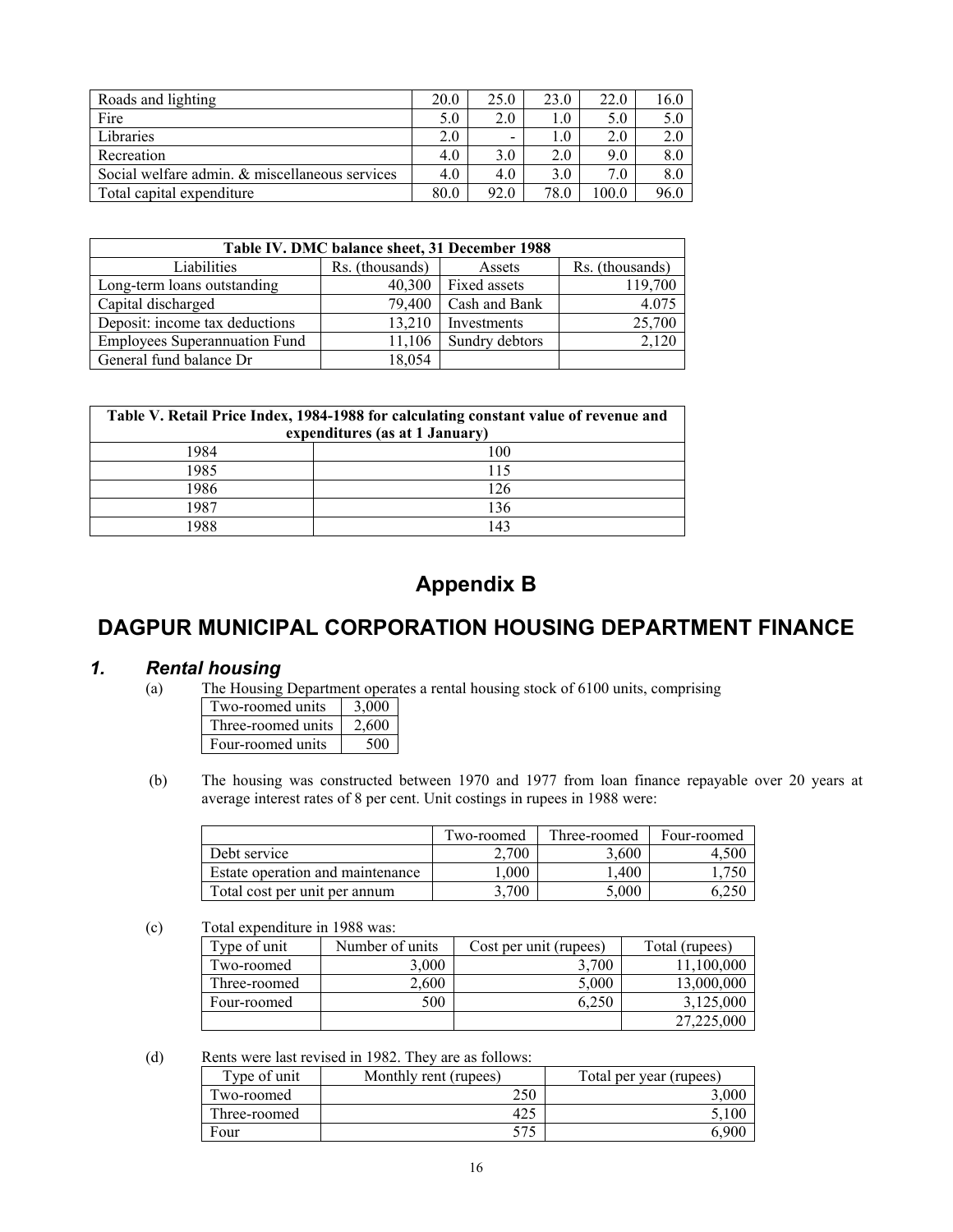| Roads and lighting | 20.0 | 25.0 | 23.0 | 22.0 | 16.0 |
|---|---|---|---|---|---|
| Fire | 5.0 | 2.0 | 1.0 | 5.0 | 5.0 |
| Libraries | 2.0 | - | 1.0 | 2.0 | 2.0 |
| Recreation | 4.0 | 3.0 | 2.0 | 9.0 | 8.0 |
| Social welfare admin. & miscellaneous services | 4.0 | 4.0 | 3.0 | 7.0 | 8.0 |
| Total capital expenditure | 80.0 | 92.0 | 78.0 | 100.0 | 96.0 |

| Table IV. DMC balance sheet, 31 December 1988 | | | |
|---|---|---|---|
| Liabilities | Rs. (thousands) | Assets | Rs. (thousands) |
| Long-term loans outstanding | 40,300 | Fixed assets | 119,700 |
| Capital discharged | 79,400 | Cash and Bank | 4.075 |
| Deposit: income tax deductions | 13,210 | Investments | 25,700 |
| Employees Superannuation Fund | 11,106 | Sundry debtors | 2,120 |
| General fund balance Dr | 18,054 | | |

| Table V. Retail Price Index, 1984-1988 for calculating constant value of revenue and expenditures (as at 1 January) | |
|---|---|
| 1984 | 100 |
| 1985 | 115 |
| 1986 | 126 |
| 1987 | 136 |
| 1988 | 143 |

# Appendix B

# DAGPUR MUNICIPAL CORPORATION HOUSING DEPARTMENT FINANCE

## 1. *Rental housing*

(a) The Housing Department operates a rental housing stock of 6100 units, comprising

| Two-roomed units | 3,000 |
|---|---|
| Three-roomed units | 2,600 |
| Four-roomed units | 500 |

(b) The housing was constructed between 1970 and 1977 from loan finance repayable over 20 years at average interest rates of 8 per cent. Unit costings in rupees in 1988 were:

| | Two-roomed | Three-roomed | Four-roomed |
|---|---|---|---|
| Debt service | 2,700 | 3,600 | 4,500 |
| Estate operation and maintenance | 1,000 | 1,400 | 1,750 |
| Total cost per unit per annum | 3,700 | 5,000 | 6,250 |

(c) Total expenditure in 1988 was:

| Type of unit | Number of units | Cost per unit (rupees) | Total (rupees) |
|---|---|---|---|
| Two-roomed | 3,000 | 3,700 | 11,100,000 |
| Three-roomed | 2,600 | 5,000 | 13,000,000 |
| Four-roomed | 500 | 6,250 | 3,125,000 |
| | | | 27,225,000 |

(d) Rents were last revised in 1982. They are as follows:

| Type of unit | Monthly rent (rupees) | Total per year (rupees) |
|---|---|---|
| Two-roomed | 250 | 3,000 |
| Three-roomed | 425 | 5,100 |
| Four | 575 | 6,900 |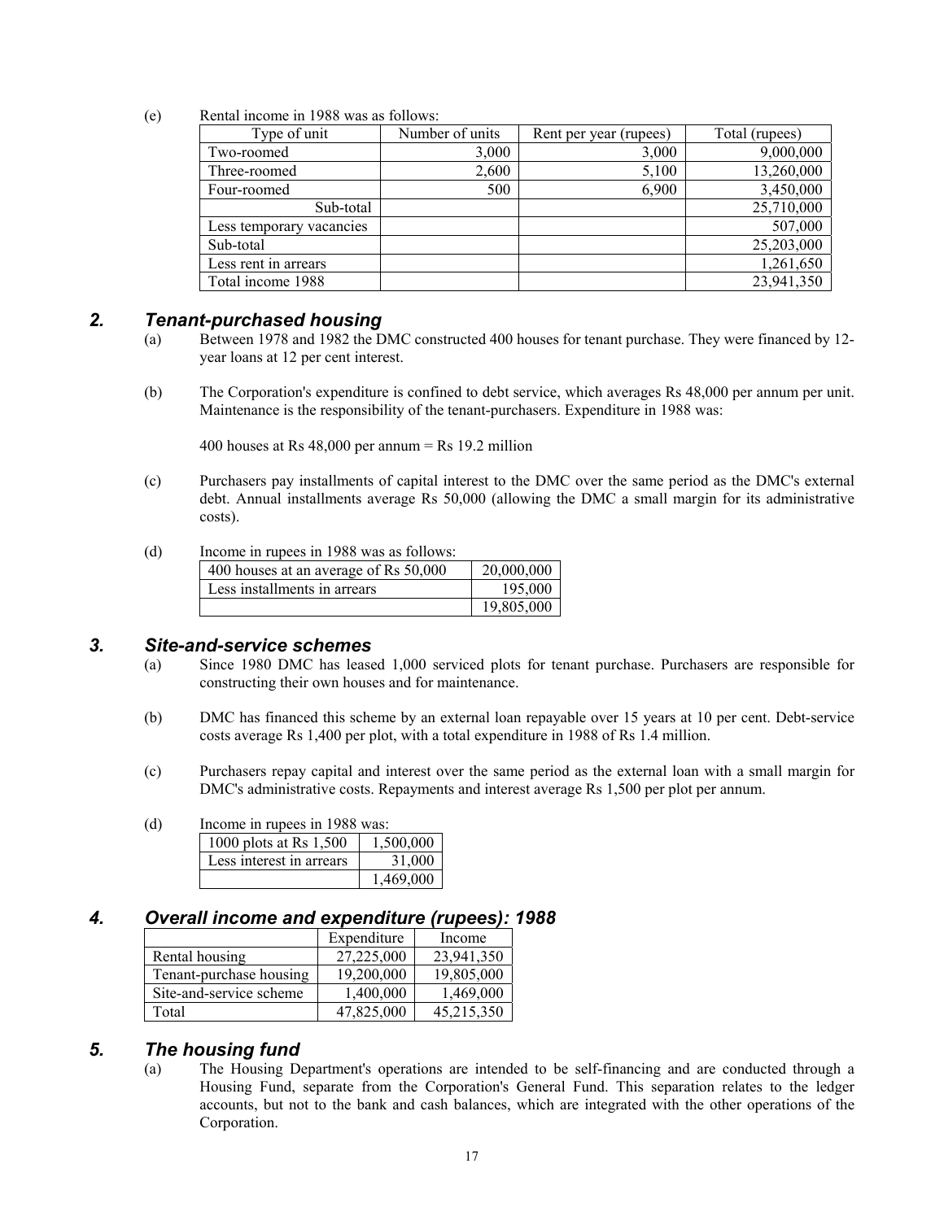(e) Rental income in 1988 was as follows:

| Type of unit | Number of units | Rent per year (rupees) | Total (rupees) |
|---|---|---|---|
| Two-roomed | 3,000 | 3,000 | 9,000,000 |
| Three-roomed | 2,600 | 5,100 | 13,260,000 |
| Four-roomed | 500 | 6,900 | 3,450,000 |
| Sub-total | | | 25,710,000 |
| Less temporary vacancies | | | 507,000 |
| Sub-total | | | 25,203,000 |
| Less rent in arrears | | | 1,261,650 |
| Total income 1988 | | | 23,941,350 |

## 2. Tenant-purchased housing

(a) Between 1978 and 1982 the DMC constructed 400 houses for tenant purchase. They were financed by 12-year loans at 12 per cent interest.

(b) The Corporation's expenditure is confined to debt service, which averages Rs 48,000 per annum per unit. Maintenance is the responsibility of the tenant-purchasers. Expenditure in 1988 was:

400 houses at Rs 48,000 per annum = Rs 19.2 million

(c) Purchasers pay installments of capital interest to the DMC over the same period as the DMC's external debt. Annual installments average Rs 50,000 (allowing the DMC a small margin for its administrative costs).

(d) Income in rupees in 1988 was as follows:

| | |
|---|---|
| 400 houses at an average of Rs 50,000 | 20,000,000 |
| Less installments in arrears | 195,000 |
| | 19,805,000 |

## 3. Site-and-service schemes

(a) Since 1980 DMC has leased 1,000 serviced plots for tenant purchase. Purchasers are responsible for constructing their own houses and for maintenance.

(b) DMC has financed this scheme by an external loan repayable over 15 years at 10 per cent. Debt-service costs average Rs 1,400 per plot, with a total expenditure in 1988 of Rs 1.4 million.

(c) Purchasers repay capital and interest over the same period as the external loan with a small margin for DMC's administrative costs. Repayments and interest average Rs 1,500 per plot per annum.

(d) Income in rupees in 1988 was:

| | |
|---|---|
| 1000 plots at Rs 1,500 | 1,500,000 |
| Less interest in arrears | 31,000 |
| | 1,469,000 |

## 4. Overall income and expenditure (rupees): 1988

| | Expenditure | Income |
|---|---|---|
| Rental housing | 27,225,000 | 23,941,350 |
| Tenant-purchase housing | 19,200,000 | 19,805,000 |
| Site-and-service scheme | 1,400,000 | 1,469,000 |
| Total | 47,825,000 | 45,215,350 |

## 5. The housing fund

(a) The Housing Department's operations are intended to be self-financing and are conducted through a Housing Fund, separate from the Corporation's General Fund. This separation relates to the ledger accounts, but not to the bank and cash balances, which are integrated with the other operations of the Corporation.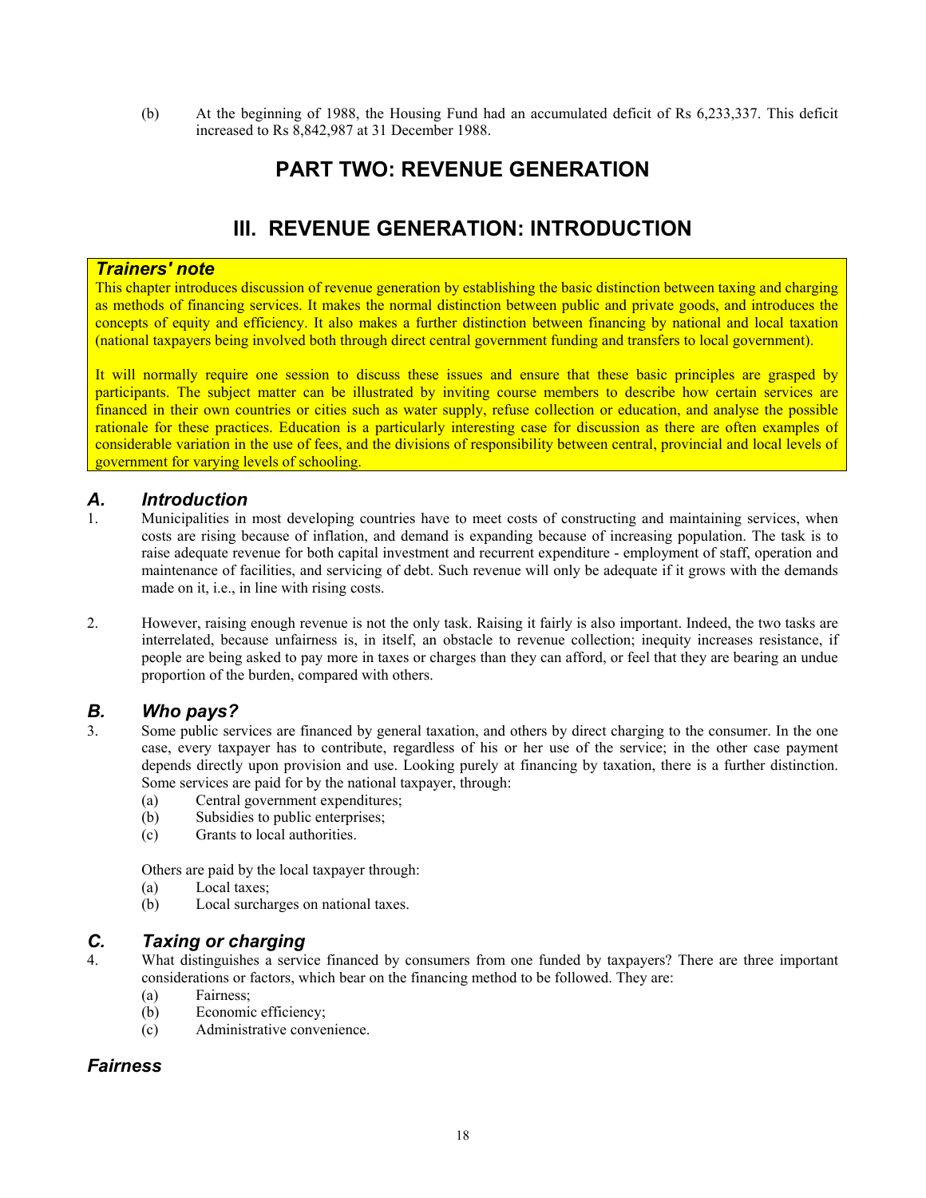(b) At the beginning of 1988, the Housing Fund had an accumulated deficit of Rs 6,233,337. This deficit increased to Rs 8,842,987 at 31 December 1988.

# PART TWO: REVENUE GENERATION

# III. REVENUE GENERATION: INTRODUCTION

***Trainers' note***

This chapter introduces discussion of revenue generation by establishing the basic distinction between taxing and charging as methods of financing services. It makes the normal distinction between public and private goods, and introduces the concepts of equity and efficiency. It also makes a further distinction between financing by national and local taxation (national taxpayers being involved both through direct central government funding and transfers to local government).

It will normally require one session to discuss these issues and ensure that these basic principles are grasped by participants. The subject matter can be illustrated by inviting course members to describe how certain services are financed in their own countries or cities such as water supply, refuse collection or education, and analyse the possible rationale for these practices. Education is a particularly interesting case for discussion as there are often examples of considerable variation in the use of fees, and the divisions of responsibility between central, provincial and local levels of government for varying levels of schooling.

## *A. Introduction*

1. Municipalities in most developing countries have to meet costs of constructing and maintaining services, when costs are rising because of inflation, and demand is expanding because of increasing population. The task is to raise adequate revenue for both capital investment and recurrent expenditure - employment of staff, operation and maintenance of facilities, and servicing of debt. Such revenue will only be adequate if it grows with the demands made on it, i.e., in line with rising costs.

2. However, raising enough revenue is not the only task. Raising it fairly is also important. Indeed, the two tasks are interrelated, because unfairness is, in itself, an obstacle to revenue collection; inequity increases resistance, if people are being asked to pay more in taxes or charges than they can afford, or feel that they are bearing an undue proportion of the burden, compared with others.

## *B. Who pays?*

3. Some public services are financed by general taxation, and others by direct charging to the consumer. In the one case, every taxpayer has to contribute, regardless of his or her use of the service; in the other case payment depends directly upon provision and use. Looking purely at financing by taxation, there is a further distinction. Some services are paid for by the national taxpayer, through:
   (a) Central government expenditures;
   (b) Subsidies to public enterprises;
   (c) Grants to local authorities.

   Others are paid by the local taxpayer through:
   (a) Local taxes;
   (b) Local surcharges on national taxes.

## *C. Taxing or charging*

4. What distinguishes a service financed by consumers from one funded by taxpayers? There are three important considerations or factors, which bear on the financing method to be followed. They are:
   (a) Fairness;
   (b) Economic efficiency;
   (c) Administrative convenience.

### *Fairness*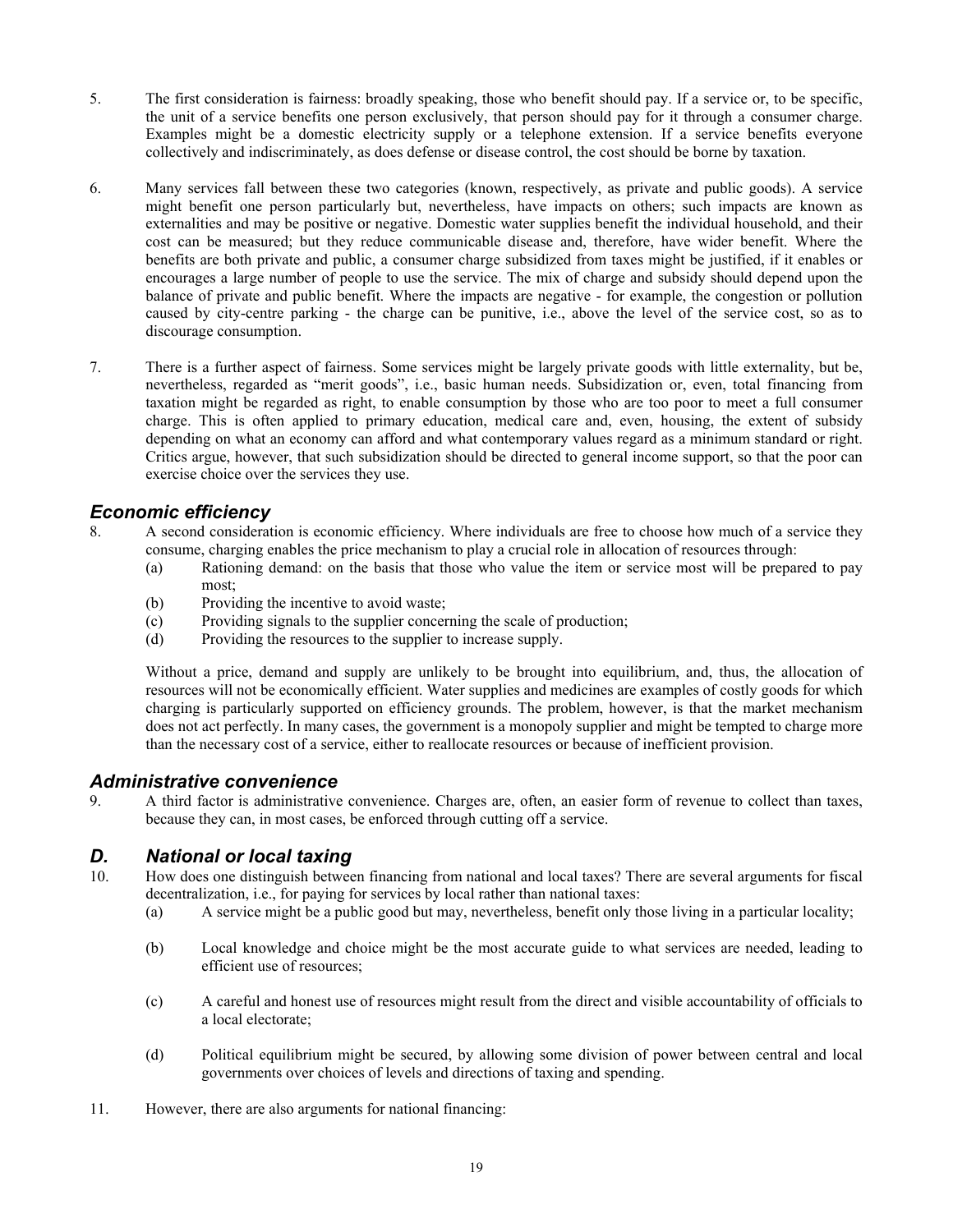5. The first consideration is fairness: broadly speaking, those who benefit should pay. If a service or, to be specific, the unit of a service benefits one person exclusively, that person should pay for it through a consumer charge. Examples might be a domestic electricity supply or a telephone extension. If a service benefits everyone collectively and indiscriminately, as does defense or disease control, the cost should be borne by taxation.

6. Many services fall between these two categories (known, respectively, as private and public goods). A service might benefit one person particularly but, nevertheless, have impacts on others; such impacts are known as externalities and may be positive or negative. Domestic water supplies benefit the individual household, and their cost can be measured; but they reduce communicable disease and, therefore, have wider benefit. Where the benefits are both private and public, a consumer charge subsidized from taxes might be justified, if it enables or encourages a large number of people to use the service. The mix of charge and subsidy should depend upon the balance of private and public benefit. Where the impacts are negative - for example, the congestion or pollution caused by city-centre parking - the charge can be punitive, i.e., above the level of the service cost, so as to discourage consumption.

7. There is a further aspect of fairness. Some services might be largely private goods with little externality, but be, nevertheless, regarded as "merit goods", i.e., basic human needs. Subsidization or, even, total financing from taxation might be regarded as right, to enable consumption by those who are too poor to meet a full consumer charge. This is often applied to primary education, medical care and, even, housing, the extent of subsidy depending on what an economy can afford and what contemporary values regard as a minimum standard or right. Critics argue, however, that such subsidization should be directed to general income support, so that the poor can exercise choice over the services they use.

### *Economic efficiency*

8. A second consideration is economic efficiency. Where individuals are free to choose how much of a service they consume, charging enables the price mechanism to play a crucial role in allocation of resources through:
   (a) Rationing demand: on the basis that those who value the item or service most will be prepared to pay most;
   (b) Providing the incentive to avoid waste;
   (c) Providing signals to the supplier concerning the scale of production;
   (d) Providing the resources to the supplier to increase supply.

   Without a price, demand and supply are unlikely to be brought into equilibrium, and, thus, the allocation of resources will not be economically efficient. Water supplies and medicines are examples of costly goods for which charging is particularly supported on efficiency grounds. The problem, however, is that the market mechanism does not act perfectly. In many cases, the government is a monopoly supplier and might be tempted to charge more than the necessary cost of a service, either to reallocate resources or because of inefficient provision.

### *Administrative convenience*

9. A third factor is administrative convenience. Charges are, often, an easier form of revenue to collect than taxes, because they can, in most cases, be enforced through cutting off a service.

## *D. National or local taxing*

10. How does one distinguish between financing from national and local taxes? There are several arguments for fiscal decentralization, i.e., for paying for services by local rather than national taxes:
   (a) A service might be a public good but may, nevertheless, benefit only those living in a particular locality;
   (b) Local knowledge and choice might be the most accurate guide to what services are needed, leading to efficient use of resources;
   (c) A careful and honest use of resources might result from the direct and visible accountability of officials to a local electorate;
   (d) Political equilibrium might be secured, by allowing some division of power between central and local governments over choices of levels and directions of taxing and spending.

11. However, there are also arguments for national financing: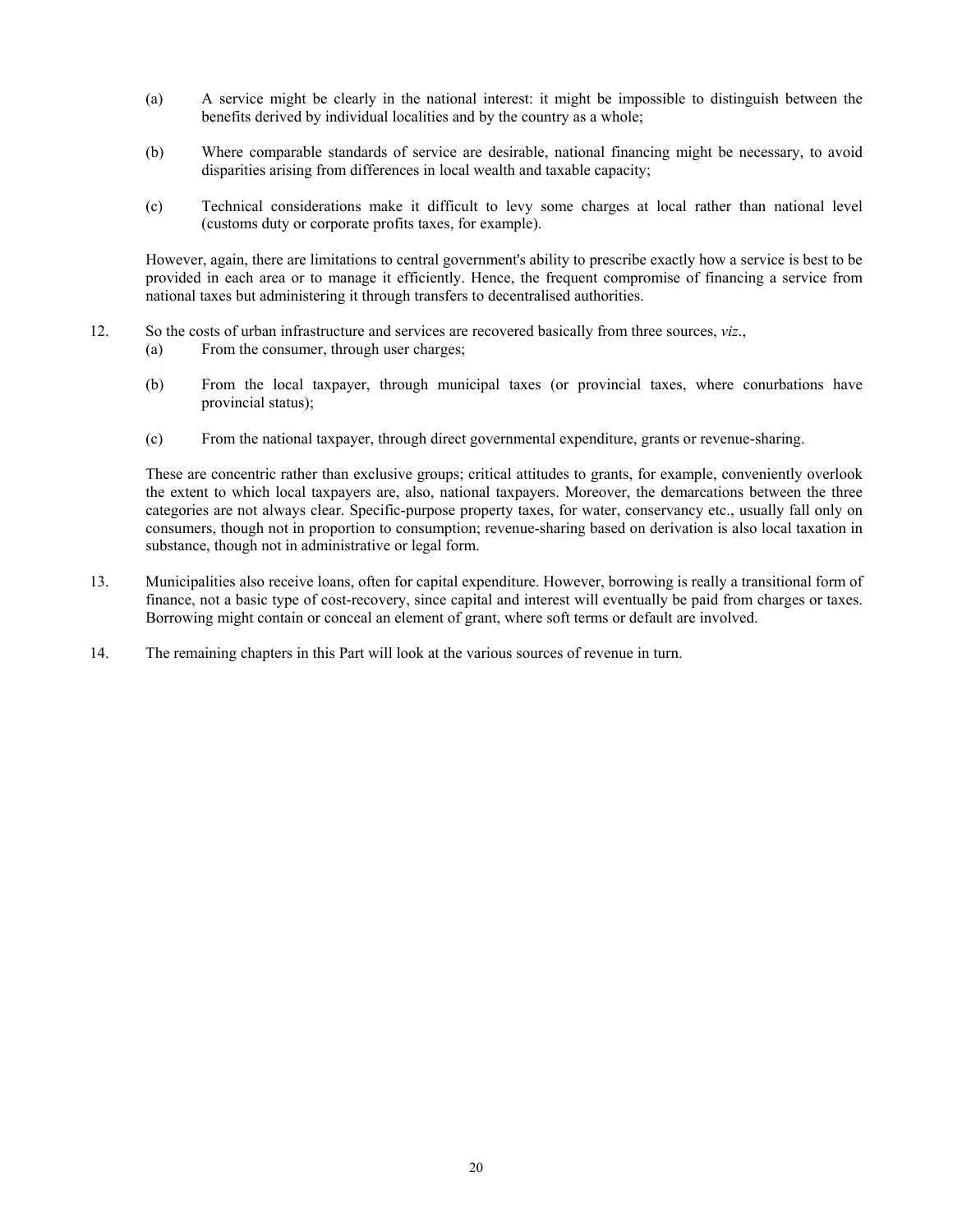(a) A service might be clearly in the national interest: it might be impossible to distinguish between the benefits derived by individual localities and by the country as a whole;

(b) Where comparable standards of service are desirable, national financing might be necessary, to avoid disparities arising from differences in local wealth and taxable capacity;

(c) Technical considerations make it difficult to levy some charges at local rather than national level (customs duty or corporate profits taxes, for example).

However, again, there are limitations to central government's ability to prescribe exactly how a service is best to be provided in each area or to manage it efficiently. Hence, the frequent compromise of financing a service from national taxes but administering it through transfers to decentralised authorities.

12. So the costs of urban infrastructure and services are recovered basically from three sources, *viz*.,

    (a) From the consumer, through user charges;

    (b) From the local taxpayer, through municipal taxes (or provincial taxes, where conurbations have provincial status);

    (c) From the national taxpayer, through direct governmental expenditure, grants or revenue-sharing.

    These are concentric rather than exclusive groups; critical attitudes to grants, for example, conveniently overlook the extent to which local taxpayers are, also, national taxpayers. Moreover, the demarcations between the three categories are not always clear. Specific-purpose property taxes, for water, conservancy etc., usually fall only on consumers, though not in proportion to consumption; revenue-sharing based on derivation is also local taxation in substance, though not in administrative or legal form.

13. Municipalities also receive loans, often for capital expenditure. However, borrowing is really a transitional form of finance, not a basic type of cost-recovery, since capital and interest will eventually be paid from charges or taxes. Borrowing might contain or conceal an element of grant, where soft terms or default are involved.

14. The remaining chapters in this Part will look at the various sources of revenue in turn.